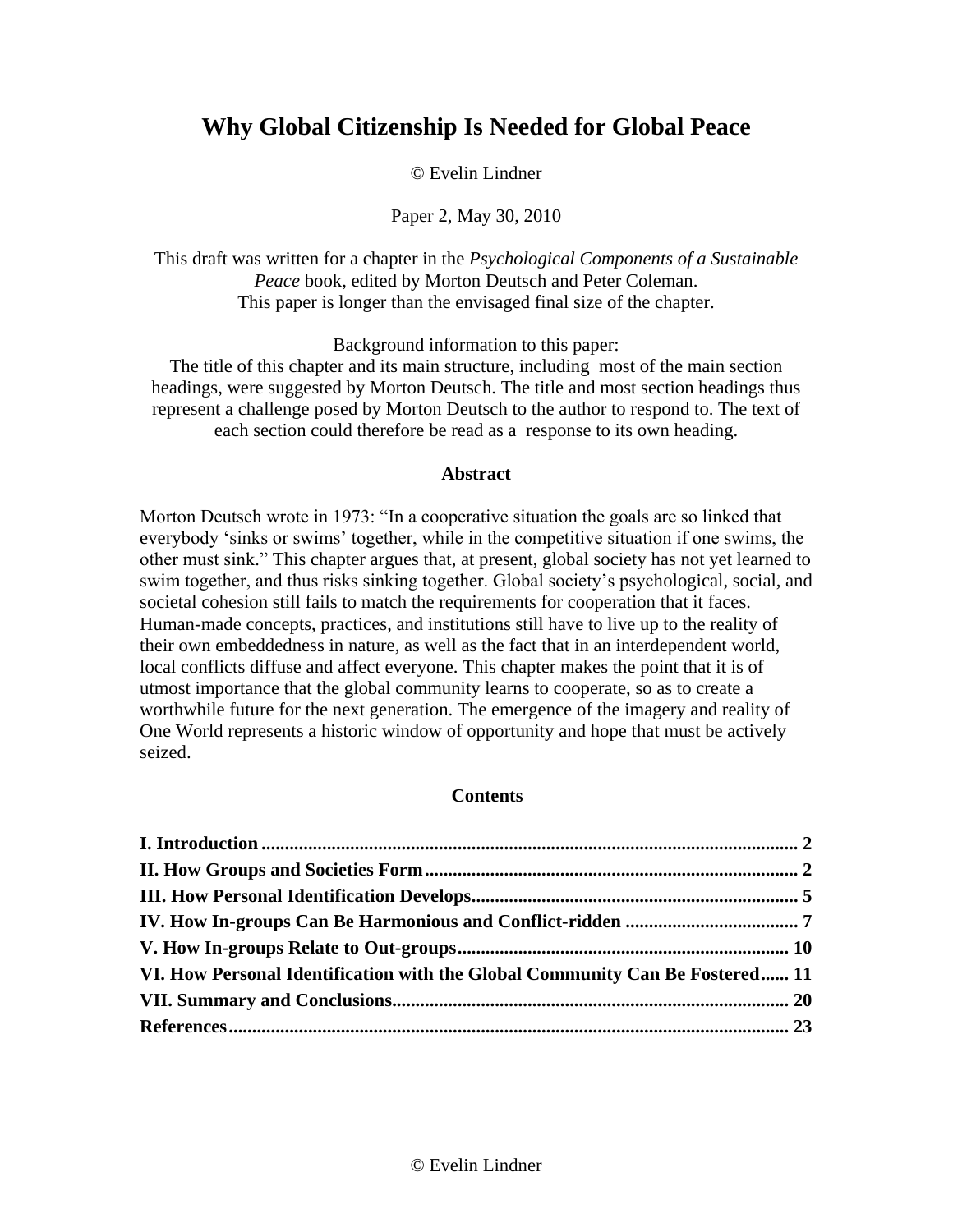# Why Global Citizenship Is Needed for Global Peace

© Evelin Lindner

Paper 2, May 30, 2010

This draft was written for a chapter in the *Psychological Components of a Sustainable Peace* book, edited by Morton Deutsch and Peter Coleman.
This paper is longer than the envisaged final size of the chapter.

Background information to this paper:
The title of this chapter and its main structure, including most of the main section headings, were suggested by Morton Deutsch. The title and most section headings thus represent a challenge posed by Morton Deutsch to the author to respond to. The text of each section could therefore be read as a response to its own heading.

**Abstract**

Morton Deutsch wrote in 1973: "In a cooperative situation the goals are so linked that everybody 'sinks or swims' together, while in the competitive situation if one swims, the other must sink." This chapter argues that, at present, global society has not yet learned to swim together, and thus risks sinking together. Global society's psychological, social, and societal cohesion still fails to match the requirements for cooperation that it faces. Human-made concepts, practices, and institutions still have to live up to the reality of their own embeddedness in nature, as well as the fact that in an interdependent world, local conflicts diffuse and affect everyone. This chapter makes the point that it is of utmost importance that the global community learns to cooperate, so as to create a worthwhile future for the next generation. The emergence of the imagery and reality of One World represents a historic window of opportunity and hope that must be actively seized.

**Contents**

**I. Introduction ...... 2**
**II. How Groups and Societies Form ...... 2**
**III. How Personal Identification Develops ...... 5**
**IV. How In-groups Can Be Harmonious and Conflict-ridden ...... 7**
**V. How In-groups Relate to Out-groups ...... 10**
**VI. How Personal Identification with the Global Community Can Be Fostered ...... 11**
**VII. Summary and Conclusions ...... 20**
**References ...... 23**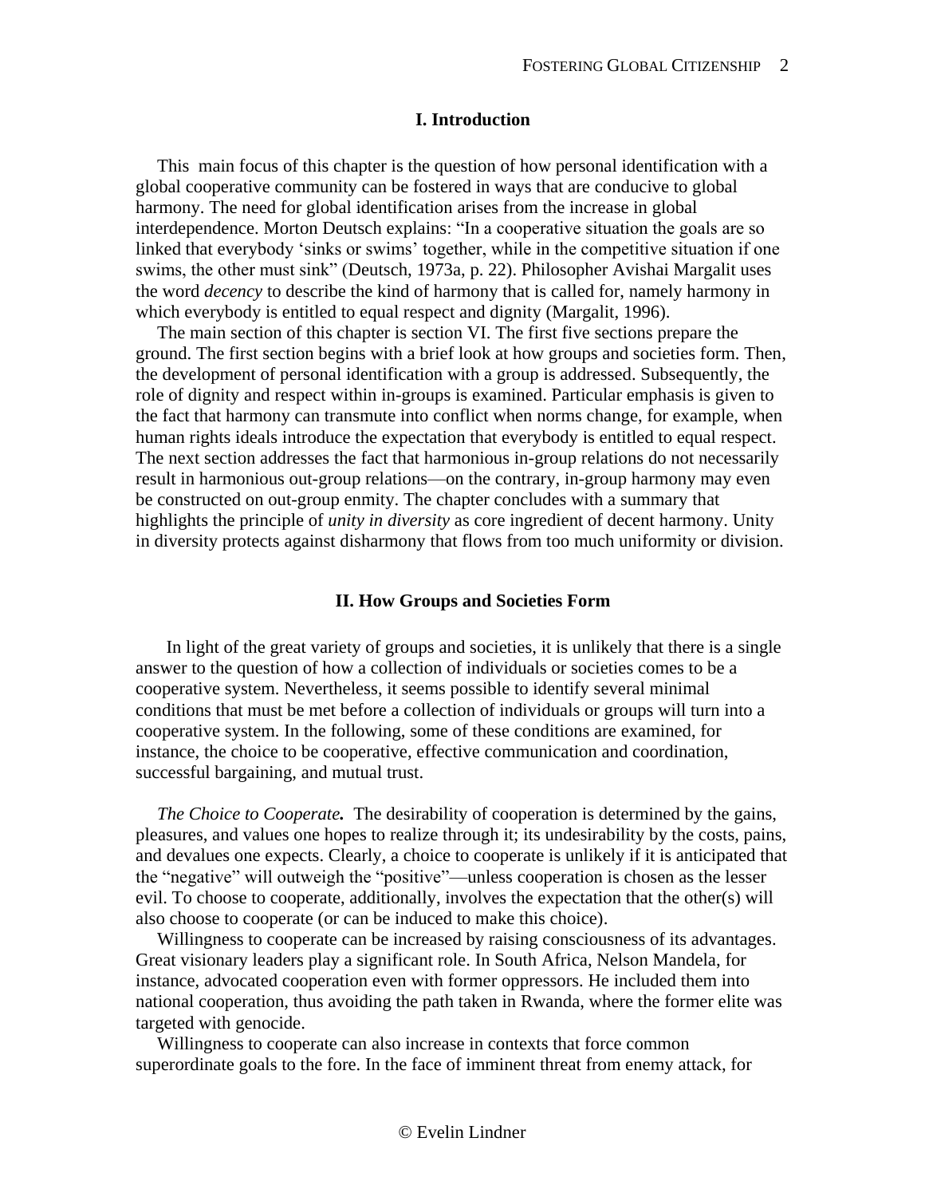## I. Introduction

This main focus of this chapter is the question of how personal identification with a global cooperative community can be fostered in ways that are conducive to global harmony. The need for global identification arises from the increase in global interdependence. Morton Deutsch explains: "In a cooperative situation the goals are so linked that everybody 'sinks or swims' together, while in the competitive situation if one swims, the other must sink" (Deutsch, 1973a, p. 22). Philosopher Avishai Margalit uses the word *decency* to describe the kind of harmony that is called for, namely harmony in which everybody is entitled to equal respect and dignity (Margalit, 1996).

The main section of this chapter is section VI. The first five sections prepare the ground. The first section begins with a brief look at how groups and societies form. Then, the development of personal identification with a group is addressed. Subsequently, the role of dignity and respect within in-groups is examined. Particular emphasis is given to the fact that harmony can transmute into conflict when norms change, for example, when human rights ideals introduce the expectation that everybody is entitled to equal respect. The next section addresses the fact that harmonious in-group relations do not necessarily result in harmonious out-group relations—on the contrary, in-group harmony may even be constructed on out-group enmity. The chapter concludes with a summary that highlights the principle of *unity in diversity* as core ingredient of decent harmony. Unity in diversity protects against disharmony that flows from too much uniformity or division.

## II. How Groups and Societies Form

In light of the great variety of groups and societies, it is unlikely that there is a single answer to the question of how a collection of individuals or societies comes to be a cooperative system. Nevertheless, it seems possible to identify several minimal conditions that must be met before a collection of individuals or groups will turn into a cooperative system. In the following, some of these conditions are examined, for instance, the choice to be cooperative, effective communication and coordination, successful bargaining, and mutual trust.

***The Choice to Cooperate.*** The desirability of cooperation is determined by the gains, pleasures, and values one hopes to realize through it; its undesirability by the costs, pains, and devalues one expects. Clearly, a choice to cooperate is unlikely if it is anticipated that the "negative" will outweigh the "positive"—unless cooperation is chosen as the lesser evil. To choose to cooperate, additionally, involves the expectation that the other(s) will also choose to cooperate (or can be induced to make this choice).

Willingness to cooperate can be increased by raising consciousness of its advantages. Great visionary leaders play a significant role. In South Africa, Nelson Mandela, for instance, advocated cooperation even with former oppressors. He included them into national cooperation, thus avoiding the path taken in Rwanda, where the former elite was targeted with genocide.

Willingness to cooperate can also increase in contexts that force common superordinate goals to the fore. In the face of imminent threat from enemy attack, for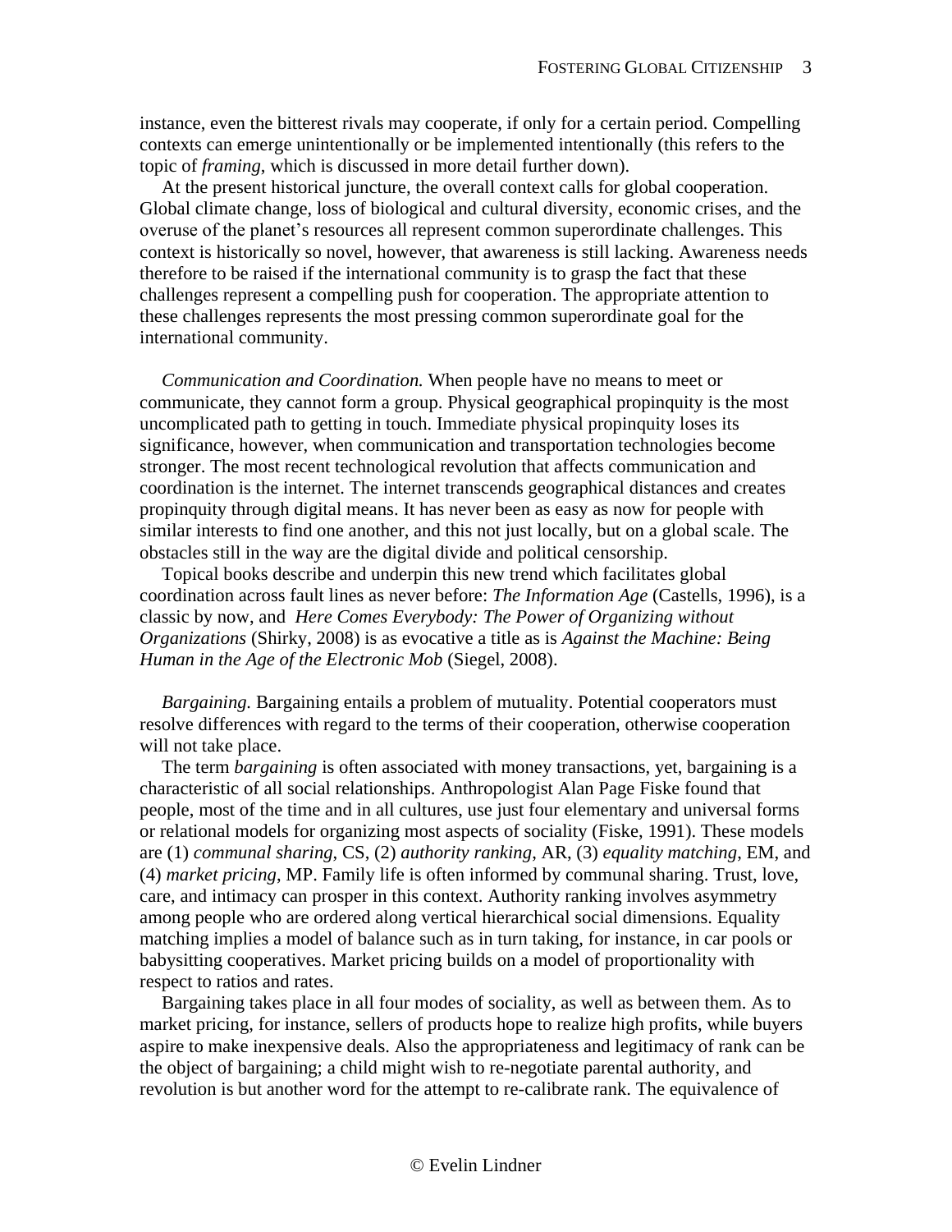instance, even the bitterest rivals may cooperate, if only for a certain period. Compelling contexts can emerge unintentionally or be implemented intentionally (this refers to the topic of *framing*, which is discussed in more detail further down).

At the present historical juncture, the overall context calls for global cooperation. Global climate change, loss of biological and cultural diversity, economic crises, and the overuse of the planet's resources all represent common superordinate challenges. This context is historically so novel, however, that awareness is still lacking. Awareness needs therefore to be raised if the international community is to grasp the fact that these challenges represent a compelling push for cooperation. The appropriate attention to these challenges represents the most pressing common superordinate goal for the international community.

*Communication and Coordination.* When people have no means to meet or communicate, they cannot form a group. Physical geographical propinquity is the most uncomplicated path to getting in touch. Immediate physical propinquity loses its significance, however, when communication and transportation technologies become stronger. The most recent technological revolution that affects communication and coordination is the internet. The internet transcends geographical distances and creates propinquity through digital means. It has never been as easy as now for people with similar interests to find one another, and this not just locally, but on a global scale. The obstacles still in the way are the digital divide and political censorship.

Topical books describe and underpin this new trend which facilitates global coordination across fault lines as never before: *The Information Age* (Castells, 1996), is a classic by now, and *Here Comes Everybody: The Power of Organizing without Organizations* (Shirky, 2008) is as evocative a title as is *Against the Machine: Being Human in the Age of the Electronic Mob* (Siegel, 2008).

*Bargaining.* Bargaining entails a problem of mutuality. Potential cooperators must resolve differences with regard to the terms of their cooperation, otherwise cooperation will not take place.

The term *bargaining* is often associated with money transactions, yet, bargaining is a characteristic of all social relationships. Anthropologist Alan Page Fiske found that people, most of the time and in all cultures, use just four elementary and universal forms or relational models for organizing most aspects of sociality (Fiske, 1991). These models are (1) *communal sharing*, CS, (2) *authority ranking*, AR, (3) *equality matching*, EM, and (4) *market pricing*, MP. Family life is often informed by communal sharing. Trust, love, care, and intimacy can prosper in this context. Authority ranking involves asymmetry among people who are ordered along vertical hierarchical social dimensions. Equality matching implies a model of balance such as in turn taking, for instance, in car pools or babysitting cooperatives. Market pricing builds on a model of proportionality with respect to ratios and rates.

Bargaining takes place in all four modes of sociality, as well as between them. As to market pricing, for instance, sellers of products hope to realize high profits, while buyers aspire to make inexpensive deals. Also the appropriateness and legitimacy of rank can be the object of bargaining; a child might wish to re-negotiate parental authority, and revolution is but another word for the attempt to re-calibrate rank. The equivalence of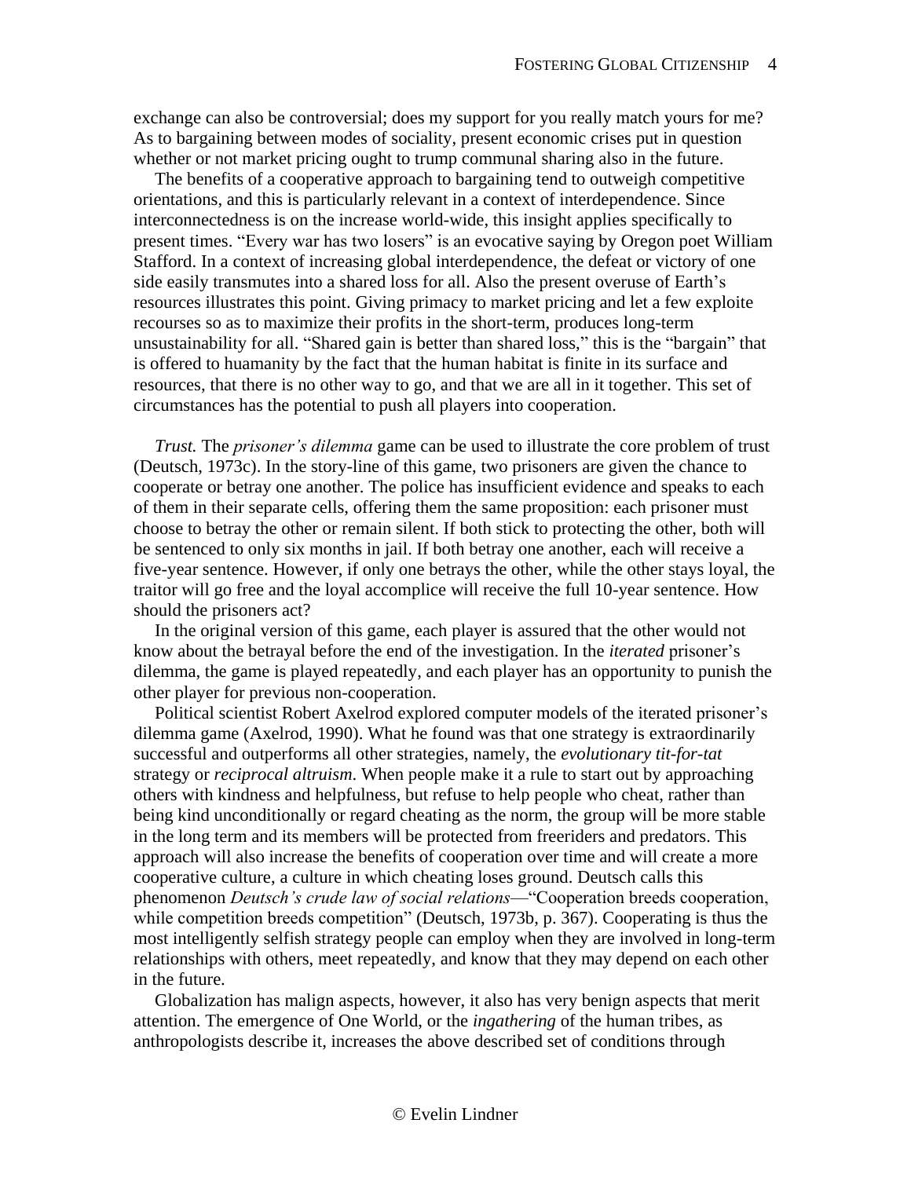exchange can also be controversial; does my support for you really match yours for me? As to bargaining between modes of sociality, present economic crises put in question whether or not market pricing ought to trump communal sharing also in the future.

The benefits of a cooperative approach to bargaining tend to outweigh competitive orientations, and this is particularly relevant in a context of interdependence. Since interconnectedness is on the increase world-wide, this insight applies specifically to present times. "Every war has two losers" is an evocative saying by Oregon poet William Stafford. In a context of increasing global interdependence, the defeat or victory of one side easily transmutes into a shared loss for all. Also the present overuse of Earth's resources illustrates this point. Giving primacy to market pricing and let a few exploite recourses so as to maximize their profits in the short-term, produces long-term unsustainability for all. "Shared gain is better than shared loss," this is the "bargain" that is offered to huamanity by the fact that the human habitat is finite in its surface and resources, that there is no other way to go, and that we are all in it together. This set of circumstances has the potential to push all players into cooperation.

*Trust.* The *prisoner's dilemma* game can be used to illustrate the core problem of trust (Deutsch, 1973c). In the story-line of this game, two prisoners are given the chance to cooperate or betray one another. The police has insufficient evidence and speaks to each of them in their separate cells, offering them the same proposition: each prisoner must choose to betray the other or remain silent. If both stick to protecting the other, both will be sentenced to only six months in jail. If both betray one another, each will receive a five-year sentence. However, if only one betrays the other, while the other stays loyal, the traitor will go free and the loyal accomplice will receive the full 10-year sentence. How should the prisoners act?

In the original version of this game, each player is assured that the other would not know about the betrayal before the end of the investigation. In the *iterated* prisoner's dilemma, the game is played repeatedly, and each player has an opportunity to punish the other player for previous non-cooperation.

Political scientist Robert Axelrod explored computer models of the iterated prisoner's dilemma game (Axelrod, 1990). What he found was that one strategy is extraordinarily successful and outperforms all other strategies, namely, the *evolutionary tit-for-tat* strategy or *reciprocal altruism*. When people make it a rule to start out by approaching others with kindness and helpfulness, but refuse to help people who cheat, rather than being kind unconditionally or regard cheating as the norm, the group will be more stable in the long term and its members will be protected from freeriders and predators. This approach will also increase the benefits of cooperation over time and will create a more cooperative culture, a culture in which cheating loses ground. Deutsch calls this phenomenon *Deutsch's crude law of social relations*—"Cooperation breeds cooperation, while competition breeds competition" (Deutsch, 1973b, p. 367). Cooperating is thus the most intelligently selfish strategy people can employ when they are involved in long-term relationships with others, meet repeatedly, and know that they may depend on each other in the future.

Globalization has malign aspects, however, it also has very benign aspects that merit attention. The emergence of One World, or the *ingathering* of the human tribes, as anthropologists describe it, increases the above described set of conditions through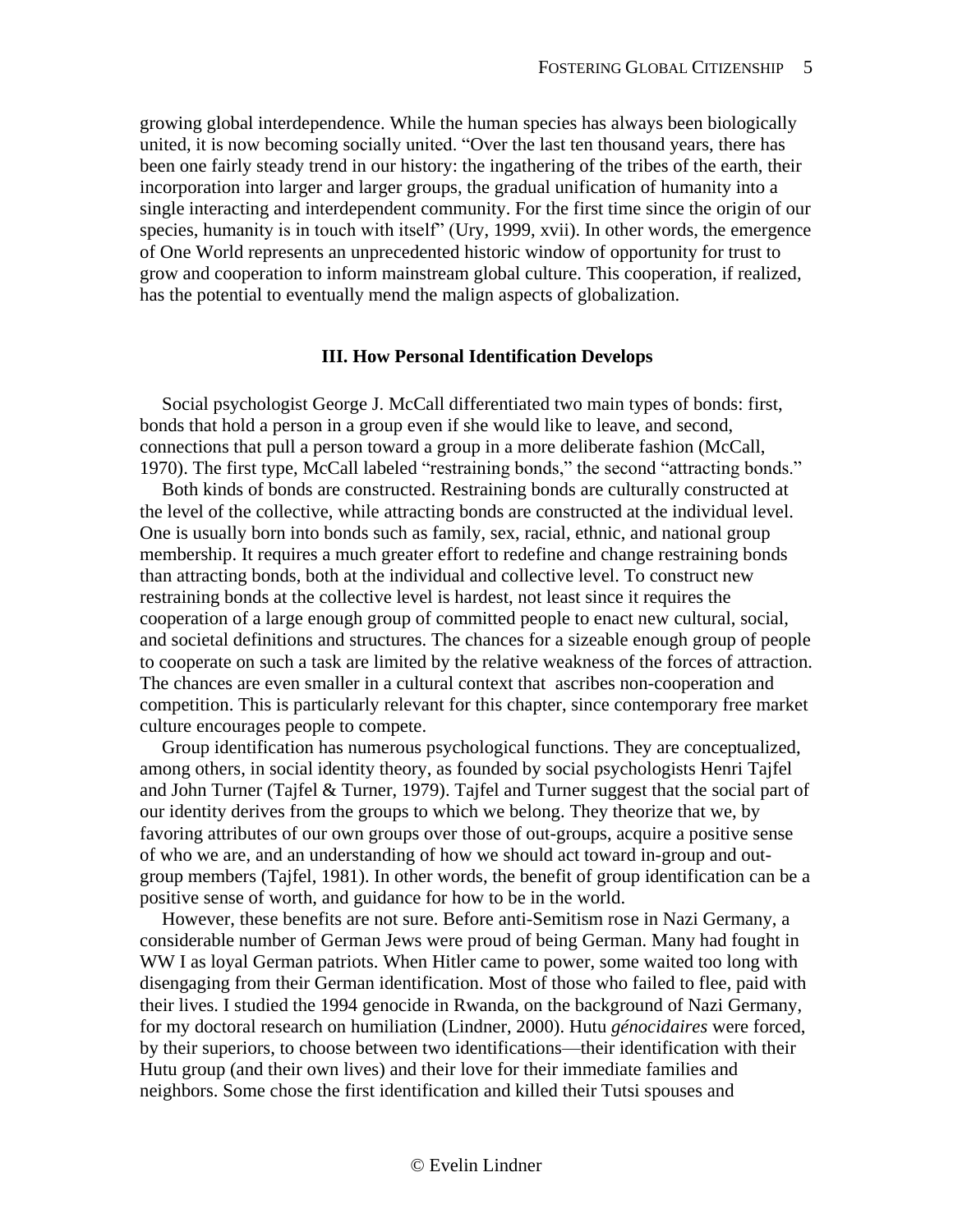growing global interdependence. While the human species has always been biologically united, it is now becoming socially united. "Over the last ten thousand years, there has been one fairly steady trend in our history: the ingathering of the tribes of the earth, their incorporation into larger and larger groups, the gradual unification of humanity into a single interacting and interdependent community. For the first time since the origin of our species, humanity is in touch with itself" (Ury, 1999, xvii). In other words, the emergence of One World represents an unprecedented historic window of opportunity for trust to grow and cooperation to inform mainstream global culture. This cooperation, if realized, has the potential to eventually mend the malign aspects of globalization.

## III. How Personal Identification Develops

Social psychologist George J. McCall differentiated two main types of bonds: first, bonds that hold a person in a group even if she would like to leave, and second, connections that pull a person toward a group in a more deliberate fashion (McCall, 1970). The first type, McCall labeled "restraining bonds," the second "attracting bonds."

Both kinds of bonds are constructed. Restraining bonds are culturally constructed at the level of the collective, while attracting bonds are constructed at the individual level. One is usually born into bonds such as family, sex, racial, ethnic, and national group membership. It requires a much greater effort to redefine and change restraining bonds than attracting bonds, both at the individual and collective level. To construct new restraining bonds at the collective level is hardest, not least since it requires the cooperation of a large enough group of committed people to enact new cultural, social, and societal definitions and structures. The chances for a sizeable enough group of people to cooperate on such a task are limited by the relative weakness of the forces of attraction. The chances are even smaller in a cultural context that ascribes non-cooperation and competition. This is particularly relevant for this chapter, since contemporary free market culture encourages people to compete.

Group identification has numerous psychological functions. They are conceptualized, among others, in social identity theory, as founded by social psychologists Henri Tajfel and John Turner (Tajfel & Turner, 1979). Tajfel and Turner suggest that the social part of our identity derives from the groups to which we belong. They theorize that we, by favoring attributes of our own groups over those of out-groups, acquire a positive sense of who we are, and an understanding of how we should act toward in-group and out-group members (Tajfel, 1981). In other words, the benefit of group identification can be a positive sense of worth, and guidance for how to be in the world.

However, these benefits are not sure. Before anti-Semitism rose in Nazi Germany, a considerable number of German Jews were proud of being German. Many had fought in WW I as loyal German patriots. When Hitler came to power, some waited too long with disengaging from their German identification. Most of those who failed to flee, paid with their lives. I studied the 1994 genocide in Rwanda, on the background of Nazi Germany, for my doctoral research on humiliation (Lindner, 2000). Hutu *génocidaires* were forced, by their superiors, to choose between two identifications—their identification with their Hutu group (and their own lives) and their love for their immediate families and neighbors. Some chose the first identification and killed their Tutsi spouses and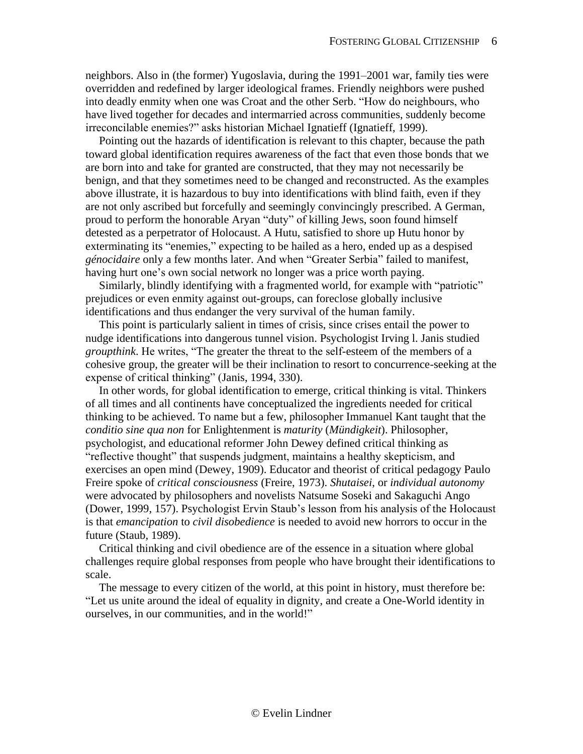neighbors. Also in (the former) Yugoslavia, during the 1991–2001 war, family ties were overridden and redefined by larger ideological frames. Friendly neighbors were pushed into deadly enmity when one was Croat and the other Serb. "How do neighbours, who have lived together for decades and intermarried across communities, suddenly become irreconcilable enemies?" asks historian Michael Ignatieff (Ignatieff, 1999).

Pointing out the hazards of identification is relevant to this chapter, because the path toward global identification requires awareness of the fact that even those bonds that we are born into and take for granted are constructed, that they may not necessarily be benign, and that they sometimes need to be changed and reconstructed. As the examples above illustrate, it is hazardous to buy into identifications with blind faith, even if they are not only ascribed but forcefully and seemingly convincingly prescribed. A German, proud to perform the honorable Aryan "duty" of killing Jews, soon found himself detested as a perpetrator of Holocaust. A Hutu, satisfied to shore up Hutu honor by exterminating its "enemies," expecting to be hailed as a hero, ended up as a despised *génocidaire* only a few months later. And when "Greater Serbia" failed to manifest, having hurt one's own social network no longer was a price worth paying.

Similarly, blindly identifying with a fragmented world, for example with "patriotic" prejudices or even enmity against out-groups, can foreclose globally inclusive identifications and thus endanger the very survival of the human family.

This point is particularly salient in times of crisis, since crises entail the power to nudge identifications into dangerous tunnel vision. Psychologist Irving l. Janis studied *groupthink*. He writes, "The greater the threat to the self-esteem of the members of a cohesive group, the greater will be their inclination to resort to concurrence-seeking at the expense of critical thinking" (Janis, 1994, 330).

In other words, for global identification to emerge, critical thinking is vital. Thinkers of all times and all continents have conceptualized the ingredients needed for critical thinking to be achieved. To name but a few, philosopher Immanuel Kant taught that the *conditio sine qua non* for Enlightenment is *maturity* (*Mündigkeit*). Philosopher, psychologist, and educational reformer John Dewey defined critical thinking as "reflective thought" that suspends judgment, maintains a healthy skepticism, and exercises an open mind (Dewey, 1909). Educator and theorist of critical pedagogy Paulo Freire spoke of *critical consciousness* (Freire, 1973). *Shutaisei*, or *individual autonomy* were advocated by philosophers and novelists Natsume Soseki and Sakaguchi Ango (Dower, 1999, 157). Psychologist Ervin Staub's lesson from his analysis of the Holocaust is that *emancipation* to *civil disobedience* is needed to avoid new horrors to occur in the future (Staub, 1989).

Critical thinking and civil obedience are of the essence in a situation where global challenges require global responses from people who have brought their identifications to scale.

The message to every citizen of the world, at this point in history, must therefore be: "Let us unite around the ideal of equality in dignity, and create a One-World identity in ourselves, in our communities, and in the world!"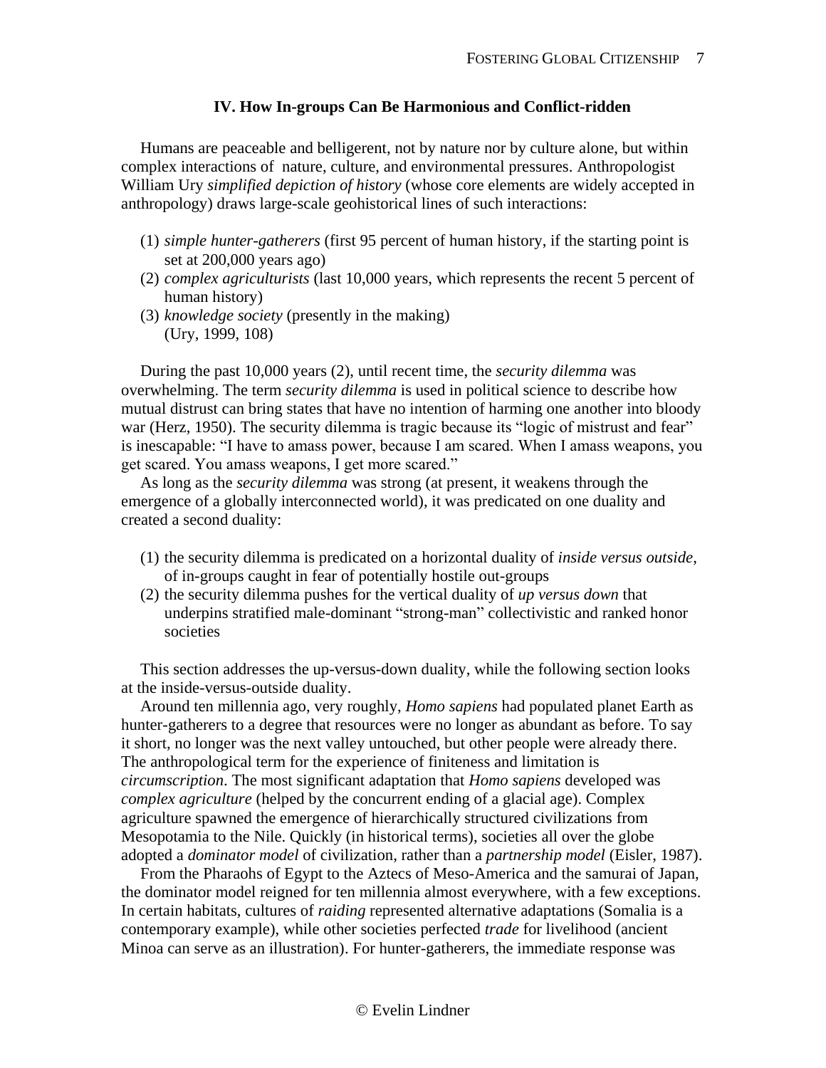## IV. How In-groups Can Be Harmonious and Conflict-ridden

Humans are peaceable and belligerent, not by nature nor by culture alone, but within complex interactions of nature, culture, and environmental pressures. Anthropologist William Ury *simplified depiction of history* (whose core elements are widely accepted in anthropology) draws large-scale geohistorical lines of such interactions:

1. *simple hunter-gatherers* (first 95 percent of human history, if the starting point is set at 200,000 years ago)
2. *complex agriculturists* (last 10,000 years, which represents the recent 5 percent of human history)
3. *knowledge society* (presently in the making)
   (Ury, 1999, 108)

During the past 10,000 years (2), until recent time, the *security dilemma* was overwhelming. The term *security dilemma* is used in political science to describe how mutual distrust can bring states that have no intention of harming one another into bloody war (Herz, 1950). The security dilemma is tragic because its "logic of mistrust and fear" is inescapable: "I have to amass power, because I am scared. When I amass weapons, you get scared. You amass weapons, I get more scared."

As long as the *security dilemma* was strong (at present, it weakens through the emergence of a globally interconnected world), it was predicated on one duality and created a second duality:

1. the security dilemma is predicated on a horizontal duality of *inside versus outside*, of in-groups caught in fear of potentially hostile out-groups
2. the security dilemma pushes for the vertical duality of *up versus down* that underpins stratified male-dominant "strong-man" collectivistic and ranked honor societies

This section addresses the up-versus-down duality, while the following section looks at the inside-versus-outside duality.

Around ten millennia ago, very roughly, *Homo sapiens* had populated planet Earth as hunter-gatherers to a degree that resources were no longer as abundant as before. To say it short, no longer was the next valley untouched, but other people were already there. The anthropological term for the experience of finiteness and limitation is *circumscription*. The most significant adaptation that *Homo sapiens* developed was *complex agriculture* (helped by the concurrent ending of a glacial age). Complex agriculture spawned the emergence of hierarchically structured civilizations from Mesopotamia to the Nile. Quickly (in historical terms), societies all over the globe adopted a *dominator model* of civilization, rather than a *partnership model* (Eisler, 1987).

From the Pharaohs of Egypt to the Aztecs of Meso-America and the samurai of Japan, the dominator model reigned for ten millennia almost everywhere, with a few exceptions. In certain habitats, cultures of *raiding* represented alternative adaptations (Somalia is a contemporary example), while other societies perfected *trade* for livelihood (ancient Minoa can serve as an illustration). For hunter-gatherers, the immediate response was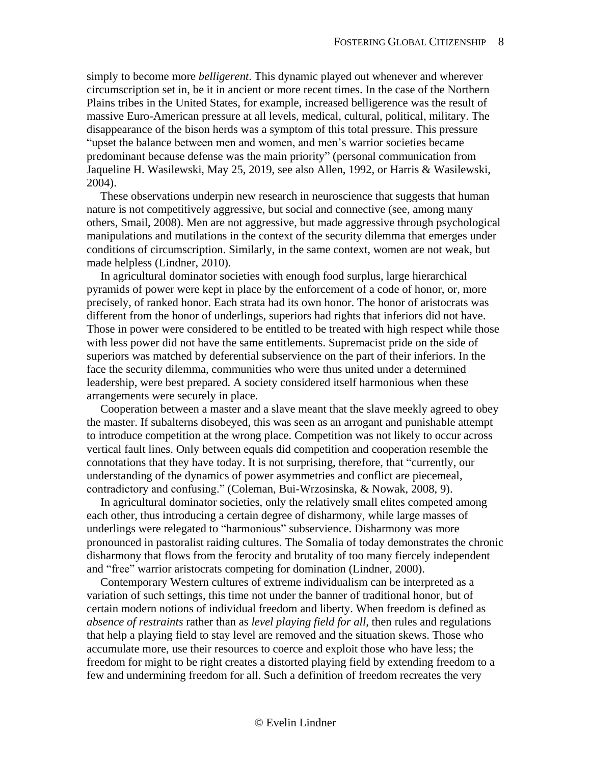simply to become more *belligerent*. This dynamic played out whenever and wherever circumscription set in, be it in ancient or more recent times. In the case of the Northern Plains tribes in the United States, for example, increased belligerence was the result of massive Euro-American pressure at all levels, medical, cultural, political, military. The disappearance of the bison herds was a symptom of this total pressure. This pressure "upset the balance between men and women, and men's warrior societies became predominant because defense was the main priority" (personal communication from Jaqueline H. Wasilewski, May 25, 2019, see also Allen, 1992, or Harris & Wasilewski, 2004).

These observations underpin new research in neuroscience that suggests that human nature is not competitively aggressive, but social and connective (see, among many others, Smail, 2008). Men are not aggressive, but made aggressive through psychological manipulations and mutilations in the context of the security dilemma that emerges under conditions of circumscription. Similarly, in the same context, women are not weak, but made helpless (Lindner, 2010).

In agricultural dominator societies with enough food surplus, large hierarchical pyramids of power were kept in place by the enforcement of a code of honor, or, more precisely, of ranked honor. Each strata had its own honor. The honor of aristocrats was different from the honor of underlings, superiors had rights that inferiors did not have. Those in power were considered to be entitled to be treated with high respect while those with less power did not have the same entitlements. Supremacist pride on the side of superiors was matched by deferential subservience on the part of their inferiors. In the face the security dilemma, communities who were thus united under a determined leadership, were best prepared. A society considered itself harmonious when these arrangements were securely in place.

Cooperation between a master and a slave meant that the slave meekly agreed to obey the master. If subalterns disobeyed, this was seen as an arrogant and punishable attempt to introduce competition at the wrong place. Competition was not likely to occur across vertical fault lines. Only between equals did competition and cooperation resemble the connotations that they have today. It is not surprising, therefore, that "currently, our understanding of the dynamics of power asymmetries and conflict are piecemeal, contradictory and confusing." (Coleman, Bui-Wrzosinska, & Nowak, 2008, 9).

In agricultural dominator societies, only the relatively small elites competed among each other, thus introducing a certain degree of disharmony, while large masses of underlings were relegated to "harmonious" subservience. Disharmony was more pronounced in pastoralist raiding cultures. The Somalia of today demonstrates the chronic disharmony that flows from the ferocity and brutality of too many fiercely independent and "free" warrior aristocrats competing for domination (Lindner, 2000).

Contemporary Western cultures of extreme individualism can be interpreted as a variation of such settings, this time not under the banner of traditional honor, but of certain modern notions of individual freedom and liberty. When freedom is defined as *absence of restraints* rather than as *level playing field for all*, then rules and regulations that help a playing field to stay level are removed and the situation skews. Those who accumulate more, use their resources to coerce and exploit those who have less; the freedom for might to be right creates a distorted playing field by extending freedom to a few and undermining freedom for all. Such a definition of freedom recreates the very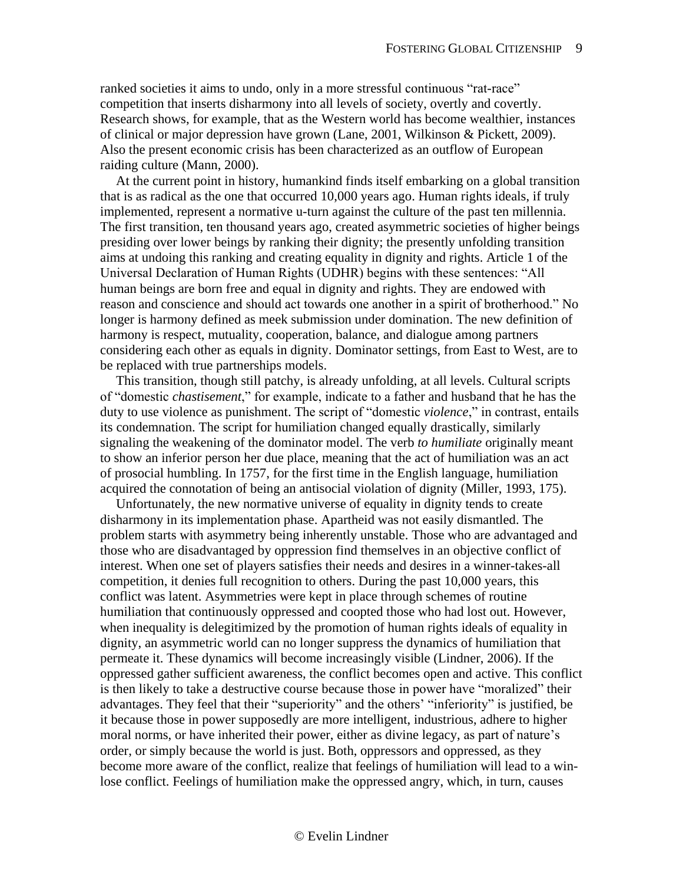ranked societies it aims to undo, only in a more stressful continuous "rat-race" competition that inserts disharmony into all levels of society, overtly and covertly. Research shows, for example, that as the Western world has become wealthier, instances of clinical or major depression have grown (Lane, 2001, Wilkinson & Pickett, 2009). Also the present economic crisis has been characterized as an outflow of European raiding culture (Mann, 2000).

At the current point in history, humankind finds itself embarking on a global transition that is as radical as the one that occurred 10,000 years ago. Human rights ideals, if truly implemented, represent a normative u-turn against the culture of the past ten millennia. The first transition, ten thousand years ago, created asymmetric societies of higher beings presiding over lower beings by ranking their dignity; the presently unfolding transition aims at undoing this ranking and creating equality in dignity and rights. Article 1 of the Universal Declaration of Human Rights (UDHR) begins with these sentences: "All human beings are born free and equal in dignity and rights. They are endowed with reason and conscience and should act towards one another in a spirit of brotherhood." No longer is harmony defined as meek submission under domination. The new definition of harmony is respect, mutuality, cooperation, balance, and dialogue among partners considering each other as equals in dignity. Dominator settings, from East to West, are to be replaced with true partnerships models.

This transition, though still patchy, is already unfolding, at all levels. Cultural scripts of "domestic *chastisement*," for example, indicate to a father and husband that he has the duty to use violence as punishment. The script of "domestic *violence*," in contrast, entails its condemnation. The script for humiliation changed equally drastically, similarly signaling the weakening of the dominator model. The verb *to humiliate* originally meant to show an inferior person her due place, meaning that the act of humiliation was an act of prosocial humbling. In 1757, for the first time in the English language, humiliation acquired the connotation of being an antisocial violation of dignity (Miller, 1993, 175).

Unfortunately, the new normative universe of equality in dignity tends to create disharmony in its implementation phase. Apartheid was not easily dismantled. The problem starts with asymmetry being inherently unstable. Those who are advantaged and those who are disadvantaged by oppression find themselves in an objective conflict of interest. When one set of players satisfies their needs and desires in a winner-takes-all competition, it denies full recognition to others. During the past 10,000 years, this conflict was latent. Asymmetries were kept in place through schemes of routine humiliation that continuously oppressed and coopted those who had lost out. However, when inequality is delegitimized by the promotion of human rights ideals of equality in dignity, an asymmetric world can no longer suppress the dynamics of humiliation that permeate it. These dynamics will become increasingly visible (Lindner, 2006). If the oppressed gather sufficient awareness, the conflict becomes open and active. This conflict is then likely to take a destructive course because those in power have "moralized" their advantages. They feel that their "superiority" and the others' "inferiority" is justified, be it because those in power supposedly are more intelligent, industrious, adhere to higher moral norms, or have inherited their power, either as divine legacy, as part of nature's order, or simply because the world is just. Both, oppressors and oppressed, as they become more aware of the conflict, realize that feelings of humiliation will lead to a win-lose conflict. Feelings of humiliation make the oppressed angry, which, in turn, causes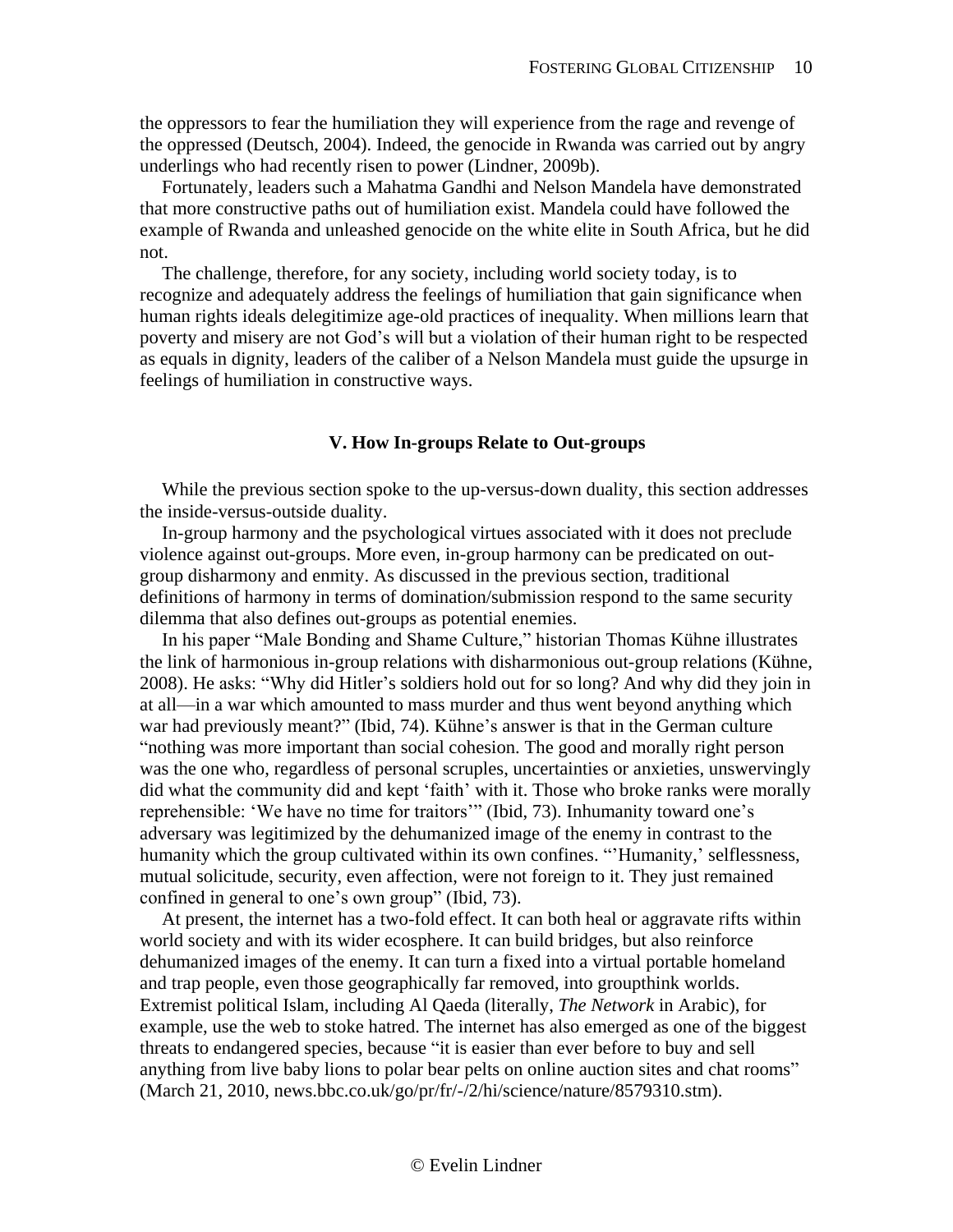the oppressors to fear the humiliation they will experience from the rage and revenge of the oppressed (Deutsch, 2004). Indeed, the genocide in Rwanda was carried out by angry underlings who had recently risen to power (Lindner, 2009b).

Fortunately, leaders such a Mahatma Gandhi and Nelson Mandela have demonstrated that more constructive paths out of humiliation exist. Mandela could have followed the example of Rwanda and unleashed genocide on the white elite in South Africa, but he did not.

The challenge, therefore, for any society, including world society today, is to recognize and adequately address the feelings of humiliation that gain significance when human rights ideals delegitimize age-old practices of inequality. When millions learn that poverty and misery are not God's will but a violation of their human right to be respected as equals in dignity, leaders of the caliber of a Nelson Mandela must guide the upsurge in feelings of humiliation in constructive ways.

## V. How In-groups Relate to Out-groups

While the previous section spoke to the up-versus-down duality, this section addresses the inside-versus-outside duality.

In-group harmony and the psychological virtues associated with it does not preclude violence against out-groups. More even, in-group harmony can be predicated on out-group disharmony and enmity. As discussed in the previous section, traditional definitions of harmony in terms of domination/submission respond to the same security dilemma that also defines out-groups as potential enemies.

In his paper "Male Bonding and Shame Culture," historian Thomas Kühne illustrates the link of harmonious in-group relations with disharmonious out-group relations (Kühne, 2008). He asks: "Why did Hitler's soldiers hold out for so long? And why did they join in at all—in a war which amounted to mass murder and thus went beyond anything which war had previously meant?" (Ibid, 74). Kühne's answer is that in the German culture "nothing was more important than social cohesion. The good and morally right person was the one who, regardless of personal scruples, uncertainties or anxieties, unswervingly did what the community did and kept 'faith' with it. Those who broke ranks were morally reprehensible: 'We have no time for traitors'" (Ibid, 73). Inhumanity toward one's adversary was legitimized by the dehumanized image of the enemy in contrast to the humanity which the group cultivated within its own confines. "'Humanity,' selflessness, mutual solicitude, security, even affection, were not foreign to it. They just remained confined in general to one's own group" (Ibid, 73).

At present, the internet has a two-fold effect. It can both heal or aggravate rifts within world society and with its wider ecosphere. It can build bridges, but also reinforce dehumanized images of the enemy. It can turn a fixed into a virtual portable homeland and trap people, even those geographically far removed, into groupthink worlds. Extremist political Islam, including Al Qaeda (literally, *The Network* in Arabic), for example, use the web to stoke hatred. The internet has also emerged as one of the biggest threats to endangered species, because "it is easier than ever before to buy and sell anything from live baby lions to polar bear pelts on online auction sites and chat rooms" (March 21, 2010, news.bbc.co.uk/go/pr/fr/-/2/hi/science/nature/8579310.stm).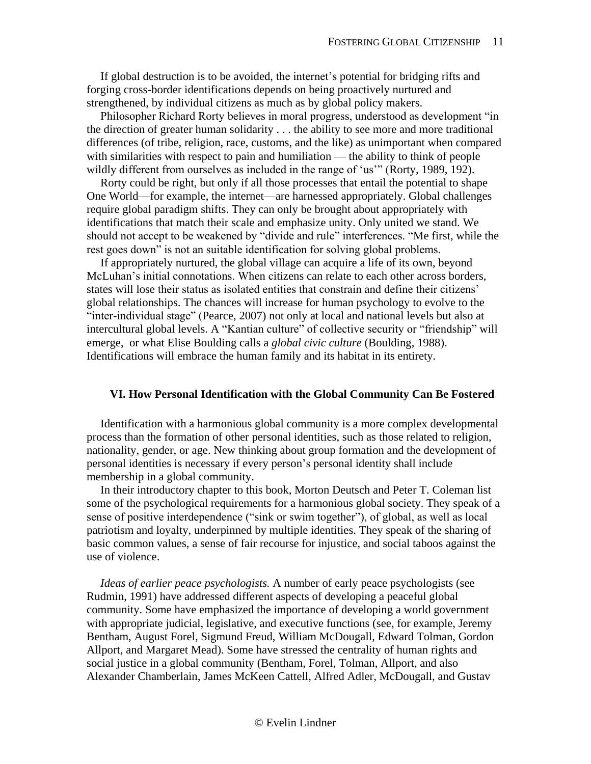If global destruction is to be avoided, the internet's potential for bridging rifts and forging cross-border identifications depends on being proactively nurtured and strengthened, by individual citizens as much as by global policy makers.

Philosopher Richard Rorty believes in moral progress, understood as development "in the direction of greater human solidarity . . . the ability to see more and more traditional differences (of tribe, religion, race, customs, and the like) as unimportant when compared with similarities with respect to pain and humiliation — the ability to think of people wildly different from ourselves as included in the range of 'us'" (Rorty, 1989, 192).

Rorty could be right, but only if all those processes that entail the potential to shape One World—for example, the internet—are harnessed appropriately. Global challenges require global paradigm shifts. They can only be brought about appropriately with identifications that match their scale and emphasize unity. Only united we stand. We should not accept to be weakened by "divide and rule" interferences. "Me first, while the rest goes down" is not an suitable identification for solving global problems.

If appropriately nurtured, the global village can acquire a life of its own, beyond McLuhan's initial connotations. When citizens can relate to each other across borders, states will lose their status as isolated entities that constrain and define their citizens' global relationships. The chances will increase for human psychology to evolve to the "inter-individual stage" (Pearce, 2007) not only at local and national levels but also at intercultural global levels. A "Kantian culture" of collective security or "friendship" will emerge, or what Elise Boulding calls a *global civic culture* (Boulding, 1988). Identifications will embrace the human family and its habitat in its entirety.

## VI. How Personal Identification with the Global Community Can Be Fostered

Identification with a harmonious global community is a more complex developmental process than the formation of other personal identities, such as those related to religion, nationality, gender, or age. New thinking about group formation and the development of personal identities is necessary if every person's personal identity shall include membership in a global community.

In their introductory chapter to this book, Morton Deutsch and Peter T. Coleman list some of the psychological requirements for a harmonious global society. They speak of a sense of positive interdependence ("sink or swim together"), of global, as well as local patriotism and loyalty, underpinned by multiple identities. They speak of the sharing of basic common values, a sense of fair recourse for injustice, and social taboos against the use of violence.

*Ideas of earlier peace psychologists.* A number of early peace psychologists (see Rudmin, 1991) have addressed different aspects of developing a peaceful global community. Some have emphasized the importance of developing a world government with appropriate judicial, legislative, and executive functions (see, for example, Jeremy Bentham, August Forel, Sigmund Freud, William McDougall, Edward Tolman, Gordon Allport, and Margaret Mead). Some have stressed the centrality of human rights and social justice in a global community (Bentham, Forel, Tolman, Allport, and also Alexander Chamberlain, James McKeen Cattell, Alfred Adler, McDougall, and Gustav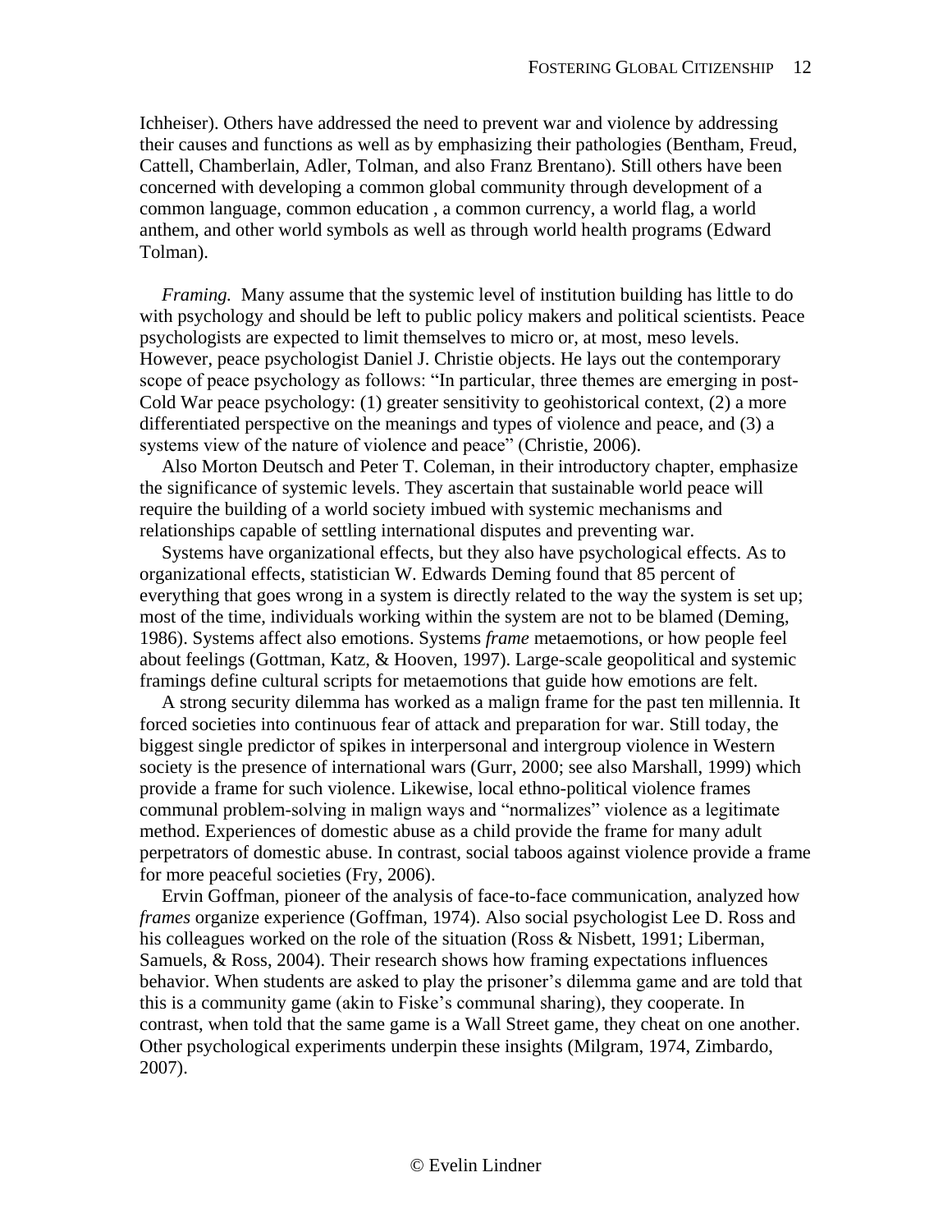Ichheiser). Others have addressed the need to prevent war and violence by addressing their causes and functions as well as by emphasizing their pathologies (Bentham, Freud, Cattell, Chamberlain, Adler, Tolman, and also Franz Brentano). Still others have been concerned with developing a common global community through development of a common language, common education , a common currency, a world flag, a world anthem, and other world symbols as well as through world health programs (Edward Tolman).

*Framing.* Many assume that the systemic level of institution building has little to do with psychology and should be left to public policy makers and political scientists. Peace psychologists are expected to limit themselves to micro or, at most, meso levels. However, peace psychologist Daniel J. Christie objects. He lays out the contemporary scope of peace psychology as follows: "In particular, three themes are emerging in post-Cold War peace psychology: (1) greater sensitivity to geohistorical context, (2) a more differentiated perspective on the meanings and types of violence and peace, and (3) a systems view of the nature of violence and peace" (Christie, 2006).

Also Morton Deutsch and Peter T. Coleman, in their introductory chapter, emphasize the significance of systemic levels. They ascertain that sustainable world peace will require the building of a world society imbued with systemic mechanisms and relationships capable of settling international disputes and preventing war.

Systems have organizational effects, but they also have psychological effects. As to organizational effects, statistician W. Edwards Deming found that 85 percent of everything that goes wrong in a system is directly related to the way the system is set up; most of the time, individuals working within the system are not to be blamed (Deming, 1986). Systems affect also emotions. Systems *frame* metaemotions, or how people feel about feelings (Gottman, Katz, & Hooven, 1997). Large-scale geopolitical and systemic framings define cultural scripts for metaemotions that guide how emotions are felt.

A strong security dilemma has worked as a malign frame for the past ten millennia. It forced societies into continuous fear of attack and preparation for war. Still today, the biggest single predictor of spikes in interpersonal and intergroup violence in Western society is the presence of international wars (Gurr, 2000; see also Marshall, 1999) which provide a frame for such violence. Likewise, local ethno-political violence frames communal problem-solving in malign ways and "normalizes" violence as a legitimate method. Experiences of domestic abuse as a child provide the frame for many adult perpetrators of domestic abuse. In contrast, social taboos against violence provide a frame for more peaceful societies (Fry, 2006).

Ervin Goffman, pioneer of the analysis of face-to-face communication, analyzed how *frames* organize experience (Goffman, 1974). Also social psychologist Lee D. Ross and his colleagues worked on the role of the situation (Ross & Nisbett, 1991; Liberman, Samuels, & Ross, 2004). Their research shows how framing expectations influences behavior. When students are asked to play the prisoner's dilemma game and are told that this is a community game (akin to Fiske's communal sharing), they cooperate. In contrast, when told that the same game is a Wall Street game, they cheat on one another. Other psychological experiments underpin these insights (Milgram, 1974, Zimbardo, 2007).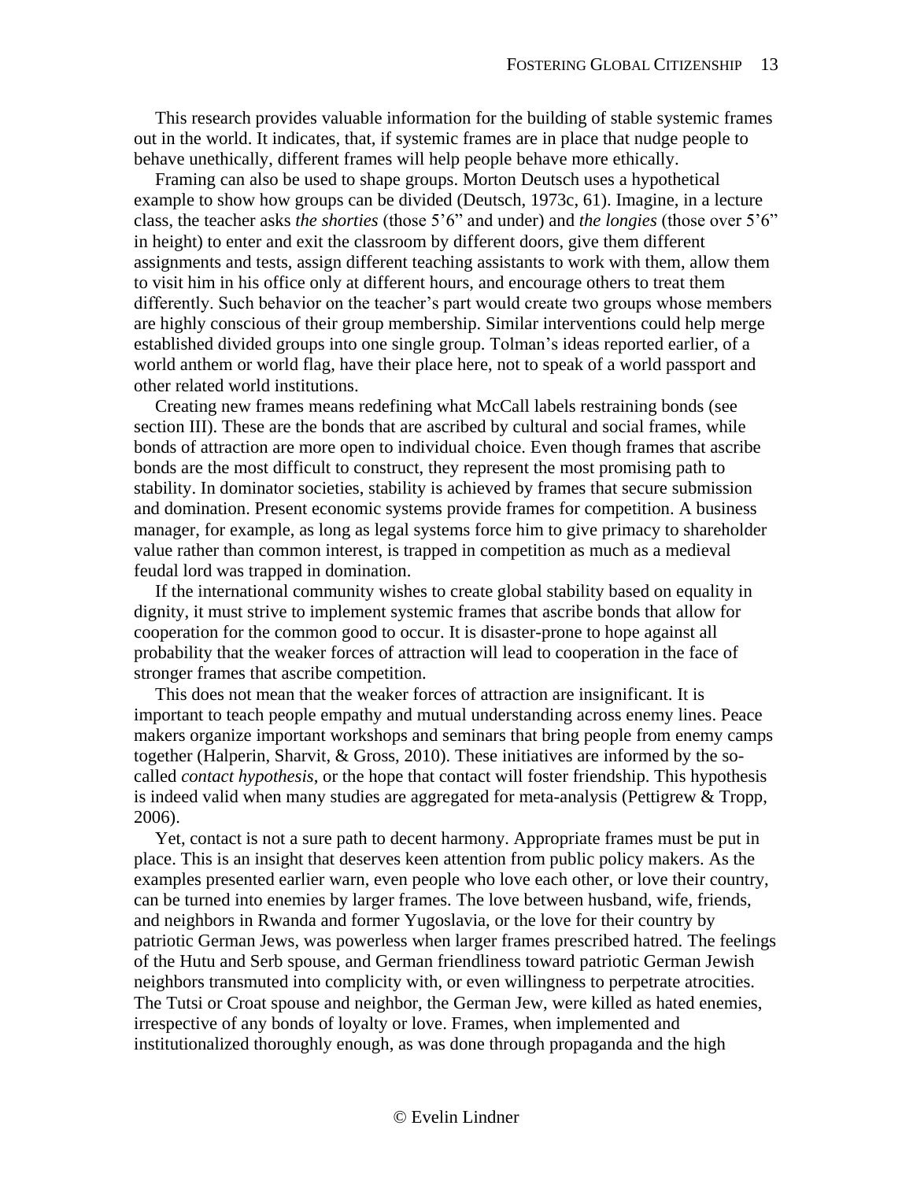This research provides valuable information for the building of stable systemic frames out in the world. It indicates, that, if systemic frames are in place that nudge people to behave unethically, different frames will help people behave more ethically.

Framing can also be used to shape groups. Morton Deutsch uses a hypothetical example to show how groups can be divided (Deutsch, 1973c, 61). Imagine, in a lecture class, the teacher asks *the shorties* (those 5'6" and under) and *the longies* (those over 5'6" in height) to enter and exit the classroom by different doors, give them different assignments and tests, assign different teaching assistants to work with them, allow them to visit him in his office only at different hours, and encourage others to treat them differently. Such behavior on the teacher's part would create two groups whose members are highly conscious of their group membership. Similar interventions could help merge established divided groups into one single group. Tolman's ideas reported earlier, of a world anthem or world flag, have their place here, not to speak of a world passport and other related world institutions.

Creating new frames means redefining what McCall labels restraining bonds (see section III). These are the bonds that are ascribed by cultural and social frames, while bonds of attraction are more open to individual choice. Even though frames that ascribe bonds are the most difficult to construct, they represent the most promising path to stability. In dominator societies, stability is achieved by frames that secure submission and domination. Present economic systems provide frames for competition. A business manager, for example, as long as legal systems force him to give primacy to shareholder value rather than common interest, is trapped in competition as much as a medieval feudal lord was trapped in domination.

If the international community wishes to create global stability based on equality in dignity, it must strive to implement systemic frames that ascribe bonds that allow for cooperation for the common good to occur. It is disaster-prone to hope against all probability that the weaker forces of attraction will lead to cooperation in the face of stronger frames that ascribe competition.

This does not mean that the weaker forces of attraction are insignificant. It is important to teach people empathy and mutual understanding across enemy lines. Peace makers organize important workshops and seminars that bring people from enemy camps together (Halperin, Sharvit, & Gross, 2010). These initiatives are informed by the so-called *contact hypothesis*, or the hope that contact will foster friendship. This hypothesis is indeed valid when many studies are aggregated for meta-analysis (Pettigrew & Tropp, 2006).

Yet, contact is not a sure path to decent harmony. Appropriate frames must be put in place. This is an insight that deserves keen attention from public policy makers. As the examples presented earlier warn, even people who love each other, or love their country, can be turned into enemies by larger frames. The love between husband, wife, friends, and neighbors in Rwanda and former Yugoslavia, or the love for their country by patriotic German Jews, was powerless when larger frames prescribed hatred. The feelings of the Hutu and Serb spouse, and German friendliness toward patriotic German Jewish neighbors transmuted into complicity with, or even willingness to perpetrate atrocities. The Tutsi or Croat spouse and neighbor, the German Jew, were killed as hated enemies, irrespective of any bonds of loyalty or love. Frames, when implemented and institutionalized thoroughly enough, as was done through propaganda and the high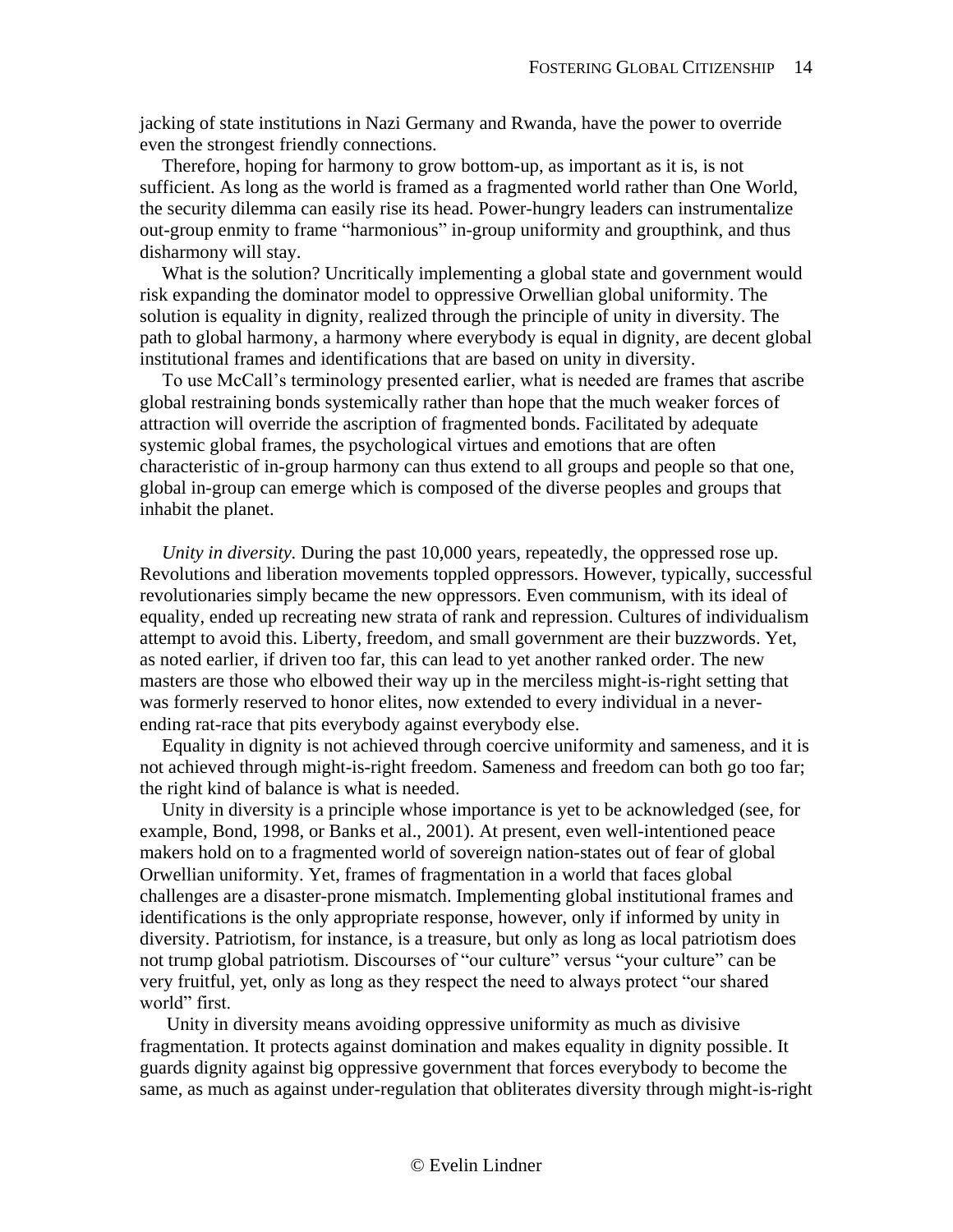jacking of state institutions in Nazi Germany and Rwanda, have the power to override even the strongest friendly connections.

Therefore, hoping for harmony to grow bottom-up, as important as it is, is not sufficient. As long as the world is framed as a fragmented world rather than One World, the security dilemma can easily rise its head. Power-hungry leaders can instrumentalize out-group enmity to frame "harmonious" in-group uniformity and groupthink, and thus disharmony will stay.

What is the solution? Uncritically implementing a global state and government would risk expanding the dominator model to oppressive Orwellian global uniformity. The solution is equality in dignity, realized through the principle of unity in diversity. The path to global harmony, a harmony where everybody is equal in dignity, are decent global institutional frames and identifications that are based on unity in diversity.

To use McCall's terminology presented earlier, what is needed are frames that ascribe global restraining bonds systemically rather than hope that the much weaker forces of attraction will override the ascription of fragmented bonds. Facilitated by adequate systemic global frames, the psychological virtues and emotions that are often characteristic of in-group harmony can thus extend to all groups and people so that one, global in-group can emerge which is composed of the diverse peoples and groups that inhabit the planet.

*Unity in diversity.* During the past 10,000 years, repeatedly, the oppressed rose up. Revolutions and liberation movements toppled oppressors. However, typically, successful revolutionaries simply became the new oppressors. Even communism, with its ideal of equality, ended up recreating new strata of rank and repression. Cultures of individualism attempt to avoid this. Liberty, freedom, and small government are their buzzwords. Yet, as noted earlier, if driven too far, this can lead to yet another ranked order. The new masters are those who elbowed their way up in the merciless might-is-right setting that was formerly reserved to honor elites, now extended to every individual in a never-ending rat-race that pits everybody against everybody else.

Equality in dignity is not achieved through coercive uniformity and sameness, and it is not achieved through might-is-right freedom. Sameness and freedom can both go too far; the right kind of balance is what is needed.

Unity in diversity is a principle whose importance is yet to be acknowledged (see, for example, Bond, 1998, or Banks et al., 2001). At present, even well-intentioned peace makers hold on to a fragmented world of sovereign nation-states out of fear of global Orwellian uniformity. Yet, frames of fragmentation in a world that faces global challenges are a disaster-prone mismatch. Implementing global institutional frames and identifications is the only appropriate response, however, only if informed by unity in diversity. Patriotism, for instance, is a treasure, but only as long as local patriotism does not trump global patriotism. Discourses of "our culture" versus "your culture" can be very fruitful, yet, only as long as they respect the need to always protect "our shared world" first.

Unity in diversity means avoiding oppressive uniformity as much as divisive fragmentation. It protects against domination and makes equality in dignity possible. It guards dignity against big oppressive government that forces everybody to become the same, as much as against under-regulation that obliterates diversity through might-is-right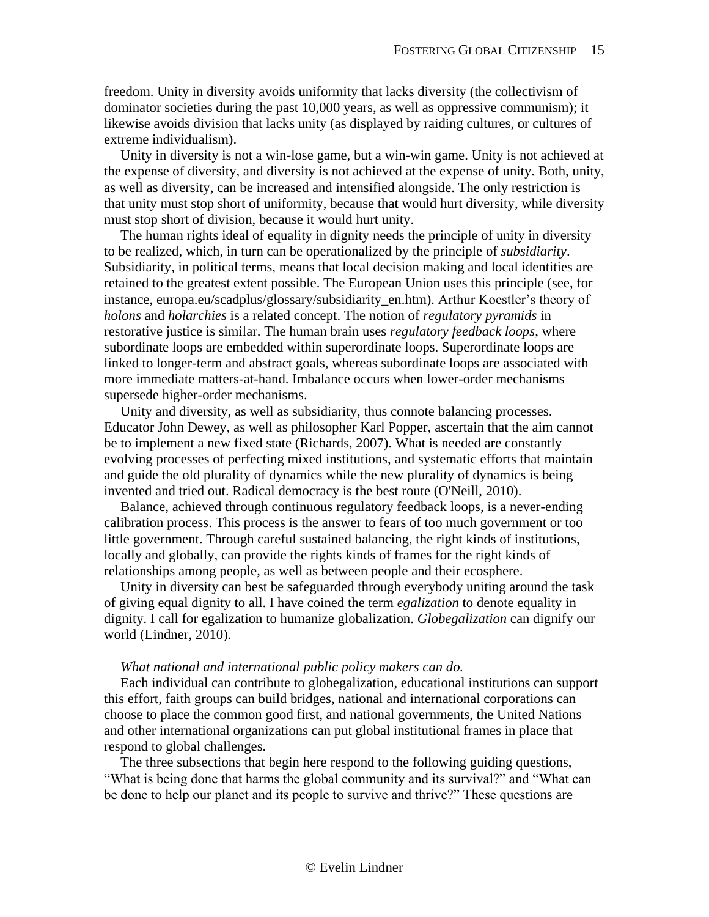freedom. Unity in diversity avoids uniformity that lacks diversity (the collectivism of dominator societies during the past 10,000 years, as well as oppressive communism); it likewise avoids division that lacks unity (as displayed by raiding cultures, or cultures of extreme individualism).

Unity in diversity is not a win-lose game, but a win-win game. Unity is not achieved at the expense of diversity, and diversity is not achieved at the expense of unity. Both, unity, as well as diversity, can be increased and intensified alongside. The only restriction is that unity must stop short of uniformity, because that would hurt diversity, while diversity must stop short of division, because it would hurt unity.

The human rights ideal of equality in dignity needs the principle of unity in diversity to be realized, which, in turn can be operationalized by the principle of *subsidiarity*. Subsidiarity, in political terms, means that local decision making and local identities are retained to the greatest extent possible. The European Union uses this principle (see, for instance, europa.eu/scadplus/glossary/subsidiarity_en.htm). Arthur Koestler's theory of *holons* and *holarchies* is a related concept. The notion of *regulatory pyramids* in restorative justice is similar. The human brain uses *regulatory feedback loops*, where subordinate loops are embedded within superordinate loops. Superordinate loops are linked to longer-term and abstract goals, whereas subordinate loops are associated with more immediate matters-at-hand. Imbalance occurs when lower-order mechanisms supersede higher-order mechanisms.

Unity and diversity, as well as subsidiarity, thus connote balancing processes. Educator John Dewey, as well as philosopher Karl Popper, ascertain that the aim cannot be to implement a new fixed state (Richards, 2007). What is needed are constantly evolving processes of perfecting mixed institutions, and systematic efforts that maintain and guide the old plurality of dynamics while the new plurality of dynamics is being invented and tried out. Radical democracy is the best route (O'Neill, 2010).

Balance, achieved through continuous regulatory feedback loops, is a never-ending calibration process. This process is the answer to fears of too much government or too little government. Through careful sustained balancing, the right kinds of institutions, locally and globally, can provide the rights kinds of frames for the right kinds of relationships among people, as well as between people and their ecosphere.

Unity in diversity can best be safeguarded through everybody uniting around the task of giving equal dignity to all. I have coined the term *egalization* to denote equality in dignity. I call for egalization to humanize globalization. *Globegalization* can dignify our world (Lindner, 2010).

*What national and international public policy makers can do.*

Each individual can contribute to globegalization, educational institutions can support this effort, faith groups can build bridges, national and international corporations can choose to place the common good first, and national governments, the United Nations and other international organizations can put global institutional frames in place that respond to global challenges.

The three subsections that begin here respond to the following guiding questions, "What is being done that harms the global community and its survival?" and "What can be done to help our planet and its people to survive and thrive?" These questions are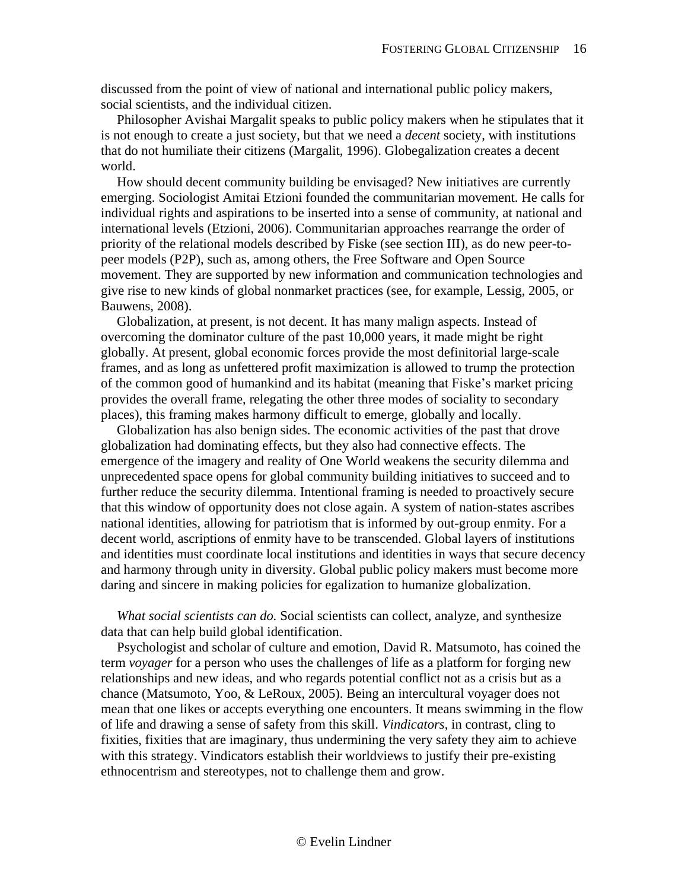discussed from the point of view of national and international public policy makers, social scientists, and the individual citizen.

Philosopher Avishai Margalit speaks to public policy makers when he stipulates that it is not enough to create a just society, but that we need a *decent* society, with institutions that do not humiliate their citizens (Margalit, 1996). Globegalization creates a decent world.

How should decent community building be envisaged? New initiatives are currently emerging. Sociologist Amitai Etzioni founded the communitarian movement. He calls for individual rights and aspirations to be inserted into a sense of community, at national and international levels (Etzioni, 2006). Communitarian approaches rearrange the order of priority of the relational models described by Fiske (see section III), as do new peer-to-peer models (P2P), such as, among others, the Free Software and Open Source movement. They are supported by new information and communication technologies and give rise to new kinds of global nonmarket practices (see, for example, Lessig, 2005, or Bauwens, 2008).

Globalization, at present, is not decent. It has many malign aspects. Instead of overcoming the dominator culture of the past 10,000 years, it made might be right globally. At present, global economic forces provide the most definitorial large-scale frames, and as long as unfettered profit maximization is allowed to trump the protection of the common good of humankind and its habitat (meaning that Fiske's market pricing provides the overall frame, relegating the other three modes of sociality to secondary places), this framing makes harmony difficult to emerge, globally and locally.

Globalization has also benign sides. The economic activities of the past that drove globalization had dominating effects, but they also had connective effects. The emergence of the imagery and reality of One World weakens the security dilemma and unprecedented space opens for global community building initiatives to succeed and to further reduce the security dilemma. Intentional framing is needed to proactively secure that this window of opportunity does not close again. A system of nation-states ascribes national identities, allowing for patriotism that is informed by out-group enmity. For a decent world, ascriptions of enmity have to be transcended. Global layers of institutions and identities must coordinate local institutions and identities in ways that secure decency and harmony through unity in diversity. Global public policy makers must become more daring and sincere in making policies for egalization to humanize globalization.

*What social scientists can do.* Social scientists can collect, analyze, and synthesize data that can help build global identification.

Psychologist and scholar of culture and emotion, David R. Matsumoto, has coined the term *voyager* for a person who uses the challenges of life as a platform for forging new relationships and new ideas, and who regards potential conflict not as a crisis but as a chance (Matsumoto, Yoo, & LeRoux, 2005). Being an intercultural voyager does not mean that one likes or accepts everything one encounters. It means swimming in the flow of life and drawing a sense of safety from this skill. *Vindicators*, in contrast, cling to fixities, fixities that are imaginary, thus undermining the very safety they aim to achieve with this strategy. Vindicators establish their worldviews to justify their pre-existing ethnocentrism and stereotypes, not to challenge them and grow.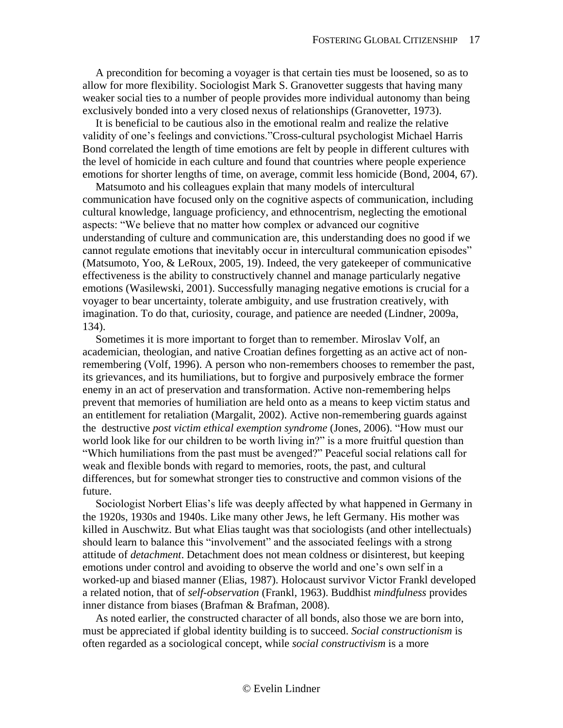A precondition for becoming a voyager is that certain ties must be loosened, so as to allow for more flexibility. Sociologist Mark S. Granovetter suggests that having many weaker social ties to a number of people provides more individual autonomy than being exclusively bonded into a very closed nexus of relationships (Granovetter, 1973).

It is beneficial to be cautious also in the emotional realm and realize the relative validity of one's feelings and convictions."Cross-cultural psychologist Michael Harris Bond correlated the length of time emotions are felt by people in different cultures with the level of homicide in each culture and found that countries where people experience emotions for shorter lengths of time, on average, commit less homicide (Bond, 2004, 67).

Matsumoto and his colleagues explain that many models of intercultural communication have focused only on the cognitive aspects of communication, including cultural knowledge, language proficiency, and ethnocentrism, neglecting the emotional aspects: "We believe that no matter how complex or advanced our cognitive understanding of culture and communication are, this understanding does no good if we cannot regulate emotions that inevitably occur in intercultural communication episodes" (Matsumoto, Yoo, & LeRoux, 2005, 19). Indeed, the very gatekeeper of communicative effectiveness is the ability to constructively channel and manage particularly negative emotions (Wasilewski, 2001). Successfully managing negative emotions is crucial for a voyager to bear uncertainty, tolerate ambiguity, and use frustration creatively, with imagination. To do that, curiosity, courage, and patience are needed (Lindner, 2009a, 134).

Sometimes it is more important to forget than to remember. Miroslav Volf, an academician, theologian, and native Croatian defines forgetting as an active act of non-remembering (Volf, 1996). A person who non-remembers chooses to remember the past, its grievances, and its humiliations, but to forgive and purposively embrace the former enemy in an act of preservation and transformation. Active non-remembering helps prevent that memories of humiliation are held onto as a means to keep victim status and an entitlement for retaliation (Margalit, 2002). Active non-remembering guards against the destructive *post victim ethical exemption syndrome* (Jones, 2006). "How must our world look like for our children to be worth living in?" is a more fruitful question than "Which humiliations from the past must be avenged?" Peaceful social relations call for weak and flexible bonds with regard to memories, roots, the past, and cultural differences, but for somewhat stronger ties to constructive and common visions of the future.

Sociologist Norbert Elias's life was deeply affected by what happened in Germany in the 1920s, 1930s and 1940s. Like many other Jews, he left Germany. His mother was killed in Auschwitz. But what Elias taught was that sociologists (and other intellectuals) should learn to balance this "involvement" and the associated feelings with a strong attitude of *detachment*. Detachment does not mean coldness or disinterest, but keeping emotions under control and avoiding to observe the world and one's own self in a worked-up and biased manner (Elias, 1987). Holocaust survivor Victor Frankl developed a related notion, that of *self-observation* (Frankl, 1963). Buddhist *mindfulness* provides inner distance from biases (Brafman & Brafman, 2008).

As noted earlier, the constructed character of all bonds, also those we are born into, must be appreciated if global identity building is to succeed. *Social constructionism* is often regarded as a sociological concept, while *social constructivism* is a more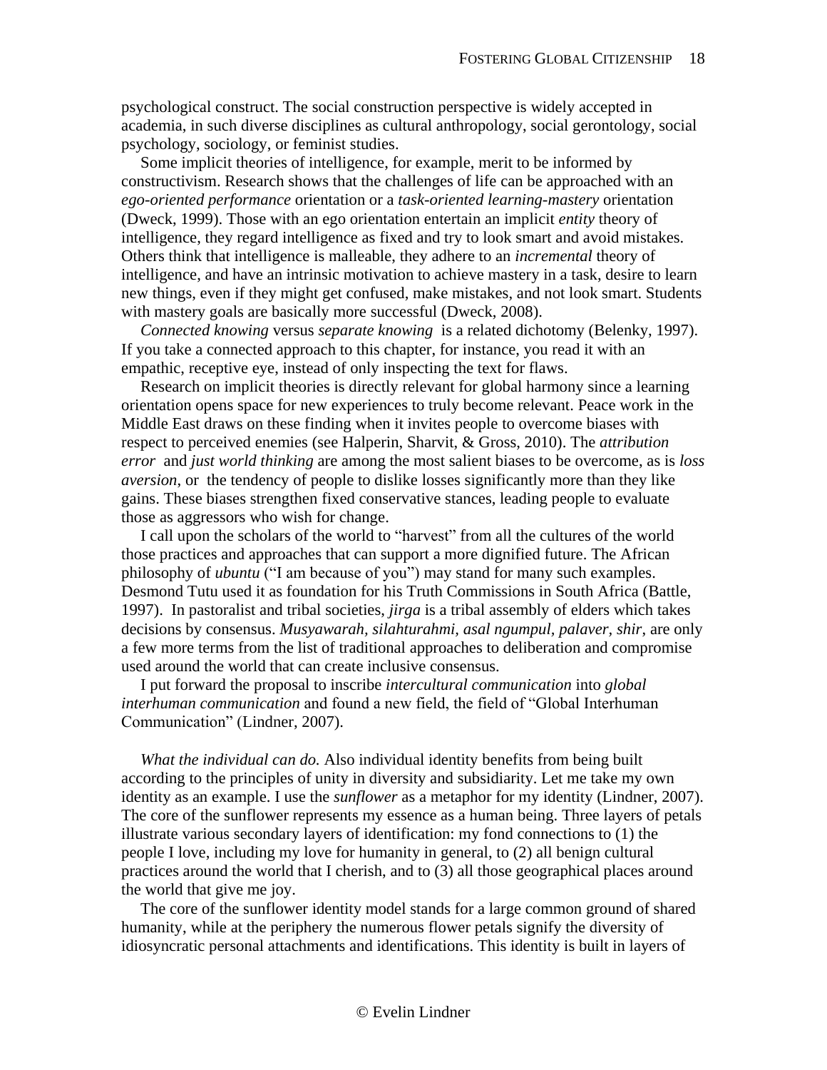psychological construct. The social construction perspective is widely accepted in academia, in such diverse disciplines as cultural anthropology, social gerontology, social psychology, sociology, or feminist studies.

Some implicit theories of intelligence, for example, merit to be informed by constructivism. Research shows that the challenges of life can be approached with an *ego-oriented performance* orientation or a *task-oriented learning-mastery* orientation (Dweck, 1999). Those with an ego orientation entertain an implicit *entity* theory of intelligence, they regard intelligence as fixed and try to look smart and avoid mistakes. Others think that intelligence is malleable, they adhere to an *incremental* theory of intelligence, and have an intrinsic motivation to achieve mastery in a task, desire to learn new things, even if they might get confused, make mistakes, and not look smart. Students with mastery goals are basically more successful (Dweck, 2008).

*Connected knowing* versus *separate knowing* is a related dichotomy (Belenky, 1997). If you take a connected approach to this chapter, for instance, you read it with an empathic, receptive eye, instead of only inspecting the text for flaws.

Research on implicit theories is directly relevant for global harmony since a learning orientation opens space for new experiences to truly become relevant. Peace work in the Middle East draws on these finding when it invites people to overcome biases with respect to perceived enemies (see Halperin, Sharvit, & Gross, 2010). The *attribution error* and *just world thinking* are among the most salient biases to be overcome, as is *loss aversion*, or the tendency of people to dislike losses significantly more than they like gains. These biases strengthen fixed conservative stances, leading people to evaluate those as aggressors who wish for change.

I call upon the scholars of the world to "harvest" from all the cultures of the world those practices and approaches that can support a more dignified future. The African philosophy of *ubuntu* ("I am because of you") may stand for many such examples. Desmond Tutu used it as foundation for his Truth Commissions in South Africa (Battle, 1997). In pastoralist and tribal societies, *jirga* is a tribal assembly of elders which takes decisions by consensus. *Musyawarah, silahturahmi, asal ngumpul, palaver, shir*, are only a few more terms from the list of traditional approaches to deliberation and compromise used around the world that can create inclusive consensus.

I put forward the proposal to inscribe *intercultural communication* into *global interhuman communication* and found a new field, the field of "Global Interhuman Communication" (Lindner, 2007).

*What the individual can do.* Also individual identity benefits from being built according to the principles of unity in diversity and subsidiarity. Let me take my own identity as an example. I use the *sunflower* as a metaphor for my identity (Lindner, 2007). The core of the sunflower represents my essence as a human being. Three layers of petals illustrate various secondary layers of identification: my fond connections to (1) the people I love, including my love for humanity in general, to (2) all benign cultural practices around the world that I cherish, and to (3) all those geographical places around the world that give me joy.

The core of the sunflower identity model stands for a large common ground of shared humanity, while at the periphery the numerous flower petals signify the diversity of idiosyncratic personal attachments and identifications. This identity is built in layers of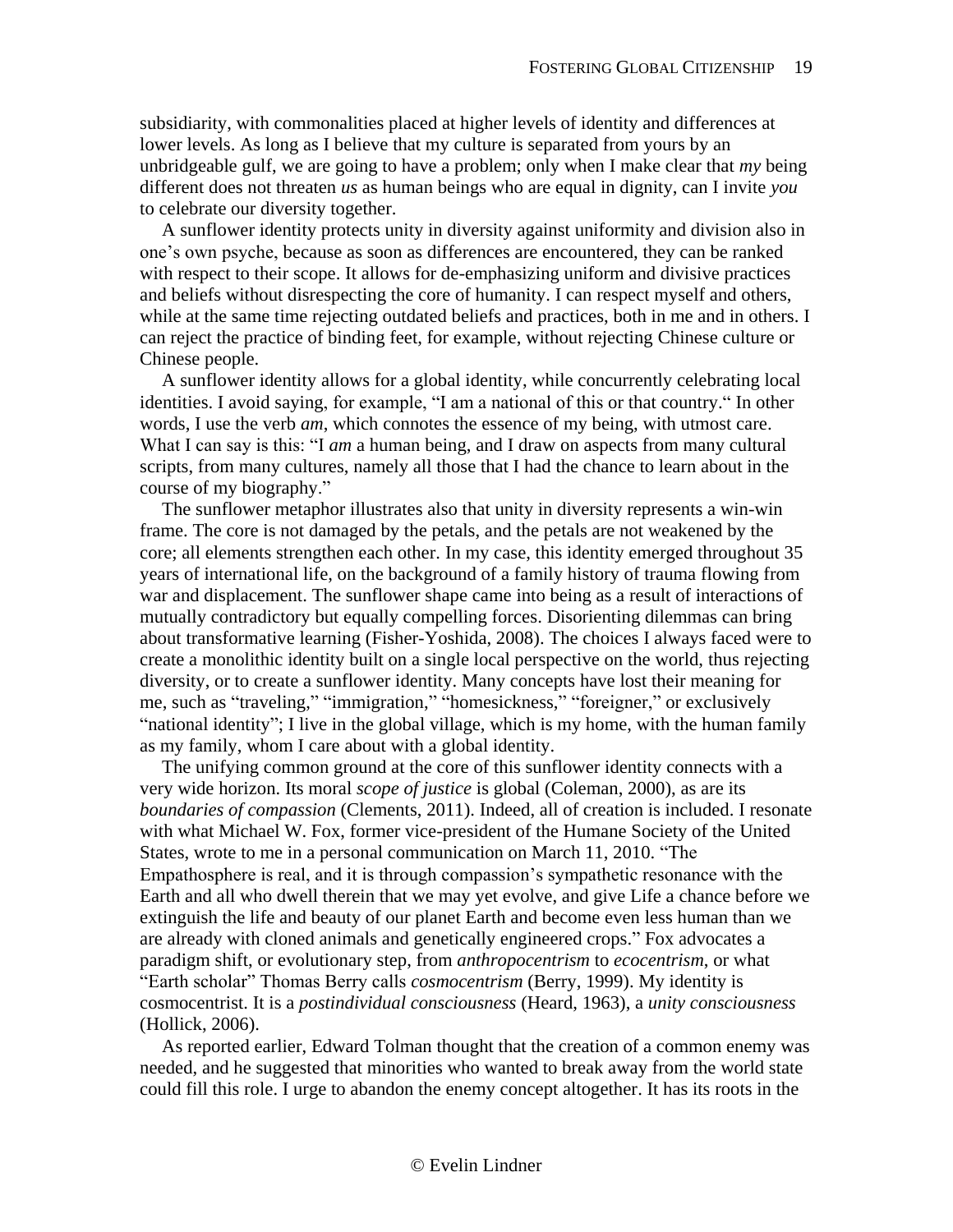subsidiarity, with commonalities placed at higher levels of identity and differences at lower levels. As long as I believe that my culture is separated from yours by an unbridgeable gulf, we are going to have a problem; only when I make clear that *my* being different does not threaten *us* as human beings who are equal in dignity, can I invite *you* to celebrate our diversity together.

A sunflower identity protects unity in diversity against uniformity and division also in one's own psyche, because as soon as differences are encountered, they can be ranked with respect to their scope. It allows for de-emphasizing uniform and divisive practices and beliefs without disrespecting the core of humanity. I can respect myself and others, while at the same time rejecting outdated beliefs and practices, both in me and in others. I can reject the practice of binding feet, for example, without rejecting Chinese culture or Chinese people.

A sunflower identity allows for a global identity, while concurrently celebrating local identities. I avoid saying, for example, "I am a national of this or that country." In other words, I use the verb *am*, which connotes the essence of my being, with utmost care. What I can say is this: "I *am* a human being, and I draw on aspects from many cultural scripts, from many cultures, namely all those that I had the chance to learn about in the course of my biography."

The sunflower metaphor illustrates also that unity in diversity represents a win-win frame. The core is not damaged by the petals, and the petals are not weakened by the core; all elements strengthen each other. In my case, this identity emerged throughout 35 years of international life, on the background of a family history of trauma flowing from war and displacement. The sunflower shape came into being as a result of interactions of mutually contradictory but equally compelling forces. Disorienting dilemmas can bring about transformative learning (Fisher-Yoshida, 2008). The choices I always faced were to create a monolithic identity built on a single local perspective on the world, thus rejecting diversity, or to create a sunflower identity. Many concepts have lost their meaning for me, such as "traveling," "immigration," "homesickness," "foreigner," or exclusively "national identity"; I live in the global village, which is my home, with the human family as my family, whom I care about with a global identity.

The unifying common ground at the core of this sunflower identity connects with a very wide horizon. Its moral *scope of justice* is global (Coleman, 2000), as are its *boundaries of compassion* (Clements, 2011). Indeed, all of creation is included. I resonate with what Michael W. Fox, former vice-president of the Humane Society of the United States, wrote to me in a personal communication on March 11, 2010. "The Empathosphere is real, and it is through compassion's sympathetic resonance with the Earth and all who dwell therein that we may yet evolve, and give Life a chance before we extinguish the life and beauty of our planet Earth and become even less human than we are already with cloned animals and genetically engineered crops." Fox advocates a paradigm shift, or evolutionary step, from *anthropocentrism* to *ecocentrism*, or what "Earth scholar" Thomas Berry calls *cosmocentrism* (Berry, 1999). My identity is cosmocentrist. It is a *postindividual consciousness* (Heard, 1963), a *unity consciousness* (Hollick, 2006).

As reported earlier, Edward Tolman thought that the creation of a common enemy was needed, and he suggested that minorities who wanted to break away from the world state could fill this role. I urge to abandon the enemy concept altogether. It has its roots in the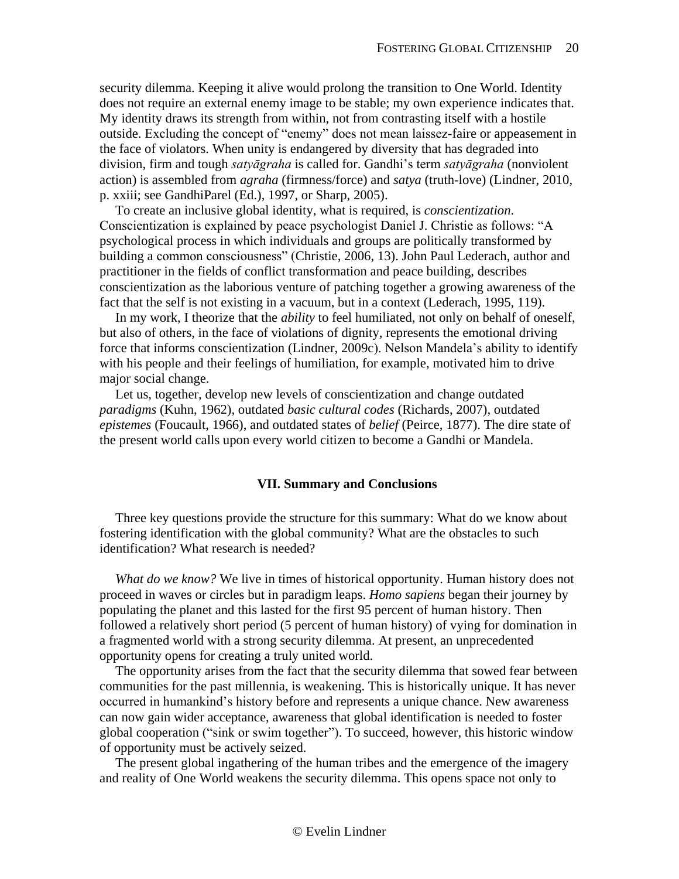security dilemma. Keeping it alive would prolong the transition to One World. Identity does not require an external enemy image to be stable; my own experience indicates that. My identity draws its strength from within, not from contrasting itself with a hostile outside. Excluding the concept of "enemy" does not mean laissez-faire or appeasement in the face of violators. When unity is endangered by diversity that has degraded into division, firm and tough *satyāgraha* is called for. Gandhi's term *satyāgraha* (nonviolent action) is assembled from *agraha* (firmness/force) and *satya* (truth-love) (Lindner, 2010, p. xxiii; see GandhiParel (Ed.), 1997, or Sharp, 2005).

To create an inclusive global identity, what is required, is *conscientization*. Conscientization is explained by peace psychologist Daniel J. Christie as follows: "A psychological process in which individuals and groups are politically transformed by building a common consciousness" (Christie, 2006, 13). John Paul Lederach, author and practitioner in the fields of conflict transformation and peace building, describes conscientization as the laborious venture of patching together a growing awareness of the fact that the self is not existing in a vacuum, but in a context (Lederach, 1995, 119).

In my work, I theorize that the *ability* to feel humiliated, not only on behalf of oneself, but also of others, in the face of violations of dignity, represents the emotional driving force that informs conscientization (Lindner, 2009c). Nelson Mandela's ability to identify with his people and their feelings of humiliation, for example, motivated him to drive major social change.

Let us, together, develop new levels of conscientization and change outdated *paradigms* (Kuhn, 1962), outdated *basic cultural codes* (Richards, 2007), outdated *epistemes* (Foucault, 1966), and outdated states of *belief* (Peirce, 1877). The dire state of the present world calls upon every world citizen to become a Gandhi or Mandela.

## VII. Summary and Conclusions

Three key questions provide the structure for this summary: What do we know about fostering identification with the global community? What are the obstacles to such identification? What research is needed?

*What do we know?* We live in times of historical opportunity. Human history does not proceed in waves or circles but in paradigm leaps. *Homo sapiens* began their journey by populating the planet and this lasted for the first 95 percent of human history. Then followed a relatively short period (5 percent of human history) of vying for domination in a fragmented world with a strong security dilemma. At present, an unprecedented opportunity opens for creating a truly united world.

The opportunity arises from the fact that the security dilemma that sowed fear between communities for the past millennia, is weakening. This is historically unique. It has never occurred in humankind's history before and represents a unique chance. New awareness can now gain wider acceptance, awareness that global identification is needed to foster global cooperation ("sink or swim together"). To succeed, however, this historic window of opportunity must be actively seized.

The present global ingathering of the human tribes and the emergence of the imagery and reality of One World weakens the security dilemma. This opens space not only to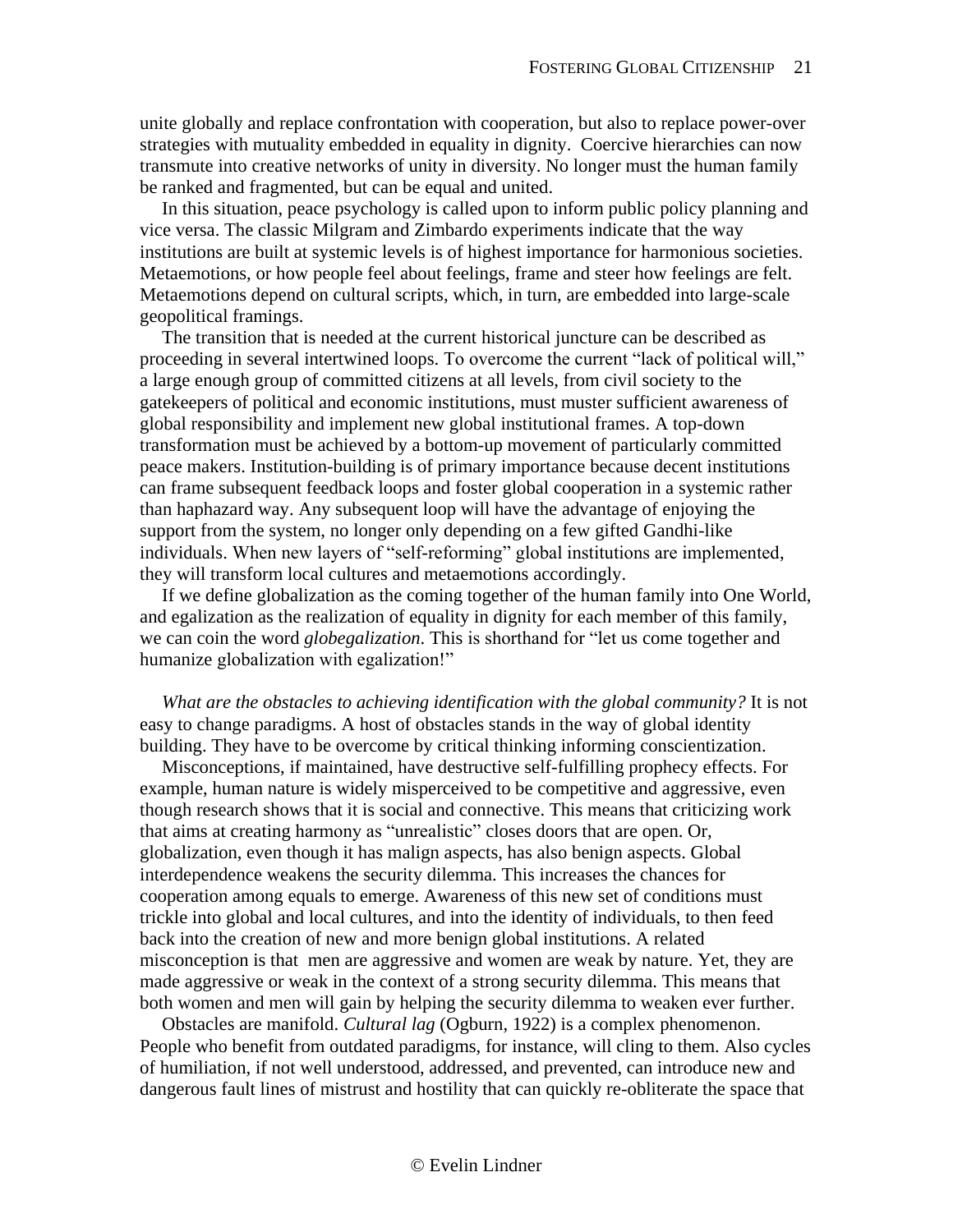unite globally and replace confrontation with cooperation, but also to replace power-over strategies with mutuality embedded in equality in dignity. Coercive hierarchies can now transmute into creative networks of unity in diversity. No longer must the human family be ranked and fragmented, but can be equal and united.

In this situation, peace psychology is called upon to inform public policy planning and vice versa. The classic Milgram and Zimbardo experiments indicate that the way institutions are built at systemic levels is of highest importance for harmonious societies. Metaemotions, or how people feel about feelings, frame and steer how feelings are felt. Metaemotions depend on cultural scripts, which, in turn, are embedded into large-scale geopolitical framings.

The transition that is needed at the current historical juncture can be described as proceeding in several intertwined loops. To overcome the current "lack of political will," a large enough group of committed citizens at all levels, from civil society to the gatekeepers of political and economic institutions, must muster sufficient awareness of global responsibility and implement new global institutional frames. A top-down transformation must be achieved by a bottom-up movement of particularly committed peace makers. Institution-building is of primary importance because decent institutions can frame subsequent feedback loops and foster global cooperation in a systemic rather than haphazard way. Any subsequent loop will have the advantage of enjoying the support from the system, no longer only depending on a few gifted Gandhi-like individuals. When new layers of "self-reforming" global institutions are implemented, they will transform local cultures and metaemotions accordingly.

If we define globalization as the coming together of the human family into One World, and egalization as the realization of equality in dignity for each member of this family, we can coin the word *globegalization*. This is shorthand for "let us come together and humanize globalization with egalization!"

*What are the obstacles to achieving identification with the global community?* It is not easy to change paradigms. A host of obstacles stands in the way of global identity building. They have to be overcome by critical thinking informing conscientization.

Misconceptions, if maintained, have destructive self-fulfilling prophecy effects. For example, human nature is widely misperceived to be competitive and aggressive, even though research shows that it is social and connective. This means that criticizing work that aims at creating harmony as "unrealistic" closes doors that are open. Or, globalization, even though it has malign aspects, has also benign aspects. Global interdependence weakens the security dilemma. This increases the chances for cooperation among equals to emerge. Awareness of this new set of conditions must trickle into global and local cultures, and into the identity of individuals, to then feed back into the creation of new and more benign global institutions. A related misconception is that men are aggressive and women are weak by nature. Yet, they are made aggressive or weak in the context of a strong security dilemma. This means that both women and men will gain by helping the security dilemma to weaken ever further.

Obstacles are manifold. *Cultural lag* (Ogburn, 1922) is a complex phenomenon. People who benefit from outdated paradigms, for instance, will cling to them. Also cycles of humiliation, if not well understood, addressed, and prevented, can introduce new and dangerous fault lines of mistrust and hostility that can quickly re-obliterate the space that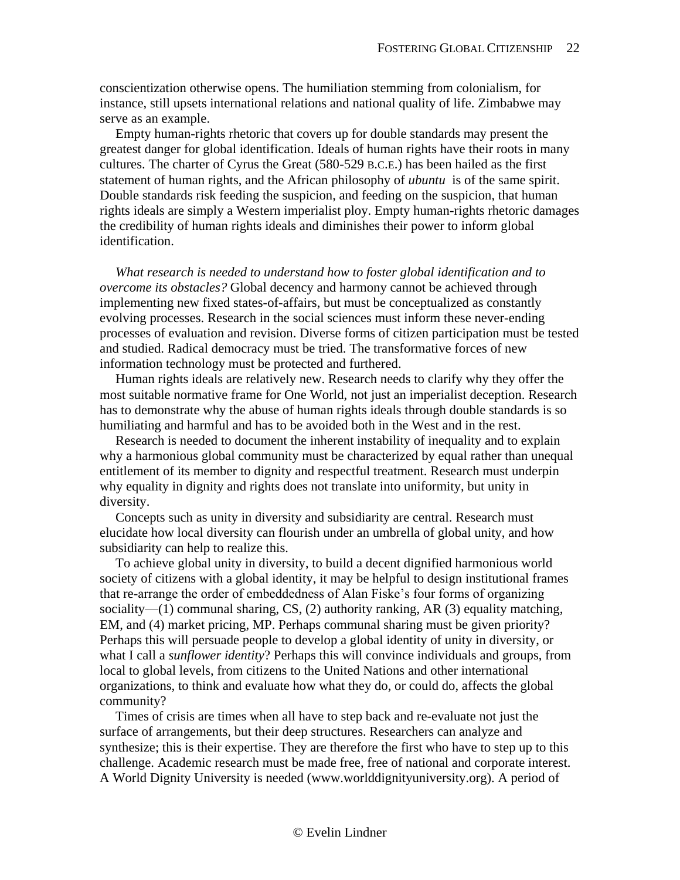conscientization otherwise opens. The humiliation stemming from colonialism, for instance, still upsets international relations and national quality of life. Zimbabwe may serve as an example.

Empty human-rights rhetoric that covers up for double standards may present the greatest danger for global identification. Ideals of human rights have their roots in many cultures. The charter of Cyrus the Great (580-529 B.C.E.) has been hailed as the first statement of human rights, and the African philosophy of *ubuntu* is of the same spirit. Double standards risk feeding the suspicion, and feeding on the suspicion, that human rights ideals are simply a Western imperialist ploy. Empty human-rights rhetoric damages the credibility of human rights ideals and diminishes their power to inform global identification.

*What research is needed to understand how to foster global identification and to overcome its obstacles?* Global decency and harmony cannot be achieved through implementing new fixed states-of-affairs, but must be conceptualized as constantly evolving processes. Research in the social sciences must inform these never-ending processes of evaluation and revision. Diverse forms of citizen participation must be tested and studied. Radical democracy must be tried. The transformative forces of new information technology must be protected and furthered.

Human rights ideals are relatively new. Research needs to clarify why they offer the most suitable normative frame for One World, not just an imperialist deception. Research has to demonstrate why the abuse of human rights ideals through double standards is so humiliating and harmful and has to be avoided both in the West and in the rest.

Research is needed to document the inherent instability of inequality and to explain why a harmonious global community must be characterized by equal rather than unequal entitlement of its member to dignity and respectful treatment. Research must underpin why equality in dignity and rights does not translate into uniformity, but unity in diversity.

Concepts such as unity in diversity and subsidiarity are central. Research must elucidate how local diversity can flourish under an umbrella of global unity, and how subsidiarity can help to realize this.

To achieve global unity in diversity, to build a decent dignified harmonious world society of citizens with a global identity, it may be helpful to design institutional frames that re-arrange the order of embeddedness of Alan Fiske's four forms of organizing sociality—(1) communal sharing, CS, (2) authority ranking, AR (3) equality matching, EM, and (4) market pricing, MP. Perhaps communal sharing must be given priority? Perhaps this will persuade people to develop a global identity of unity in diversity, or what I call a *sunflower identity*? Perhaps this will convince individuals and groups, from local to global levels, from citizens to the United Nations and other international organizations, to think and evaluate how what they do, or could do, affects the global community?

Times of crisis are times when all have to step back and re-evaluate not just the surface of arrangements, but their deep structures. Researchers can analyze and synthesize; this is their expertise. They are therefore the first who have to step up to this challenge. Academic research must be made free, free of national and corporate interest. A World Dignity University is needed (www.worlddignityuniversity.org). A period of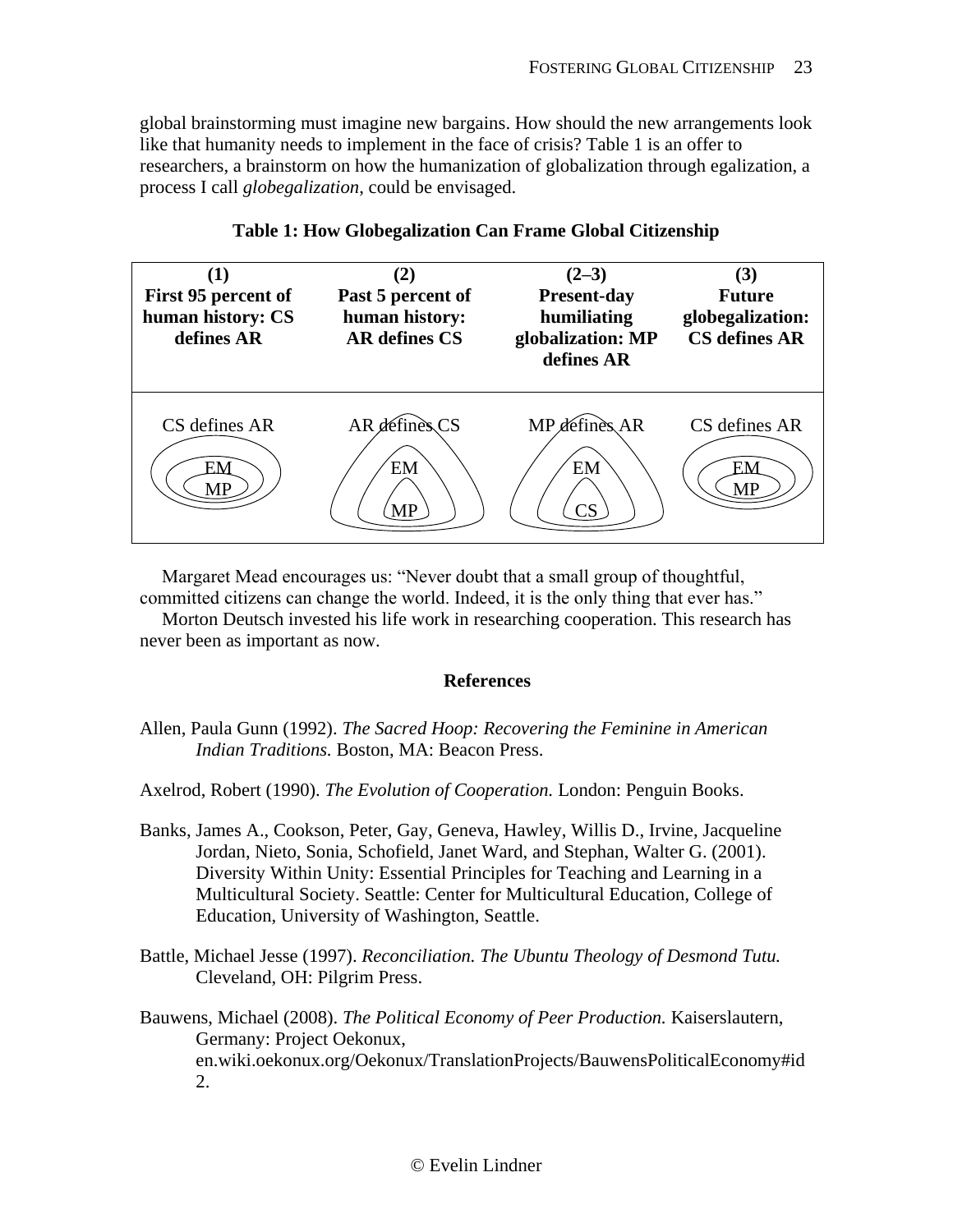global brainstorming must imagine new bargains. How should the new arrangements look like that humanity needs to implement in the face of crisis? Table 1 is an offer to researchers, a brainstorm on how the humanization of globalization through egalization, a process I call *globegalization*, could be envisaged.

**Table 1: How Globegalization Can Frame Global Citizenship**

| **(1)**<br>**First 95 percent of human history: CS defines AR** | **(2)**<br>**Past 5 percent of human history: AR defines CS** | **(2–3)**<br>**Present-day humiliating globalization: MP defines AR** | **(3)**<br>**Future globegalization: CS defines AR** |
|---|---|---|---|
| CS defines AR<br>EM<br>MP | AR defines CS<br>EM<br>MP | MP defines AR<br>EM<br>CS | CS defines AR<br>EM<br>MP |

Margaret Mead encourages us: "Never doubt that a small group of thoughtful, committed citizens can change the world. Indeed, it is the only thing that ever has."

Morton Deutsch invested his life work in researching cooperation. This research has never been as important as now.

## References

Allen, Paula Gunn (1992). *The Sacred Hoop: Recovering the Feminine in American Indian Traditions.* Boston, MA: Beacon Press.

Axelrod, Robert (1990). *The Evolution of Cooperation.* London: Penguin Books.

Banks, James A., Cookson, Peter, Gay, Geneva, Hawley, Willis D., Irvine, Jacqueline Jordan, Nieto, Sonia, Schofield, Janet Ward, and Stephan, Walter G. (2001). Diversity Within Unity: Essential Principles for Teaching and Learning in a Multicultural Society. Seattle: Center for Multicultural Education, College of Education, University of Washington, Seattle.

Battle, Michael Jesse (1997). *Reconciliation. The Ubuntu Theology of Desmond Tutu.* Cleveland, OH: Pilgrim Press.

Bauwens, Michael (2008). *The Political Economy of Peer Production.* Kaiserslautern, Germany: Project Oekonux, en.wiki.oekonux.org/Oekonux/TranslationProjects/BauwensPoliticalEconomy#id2.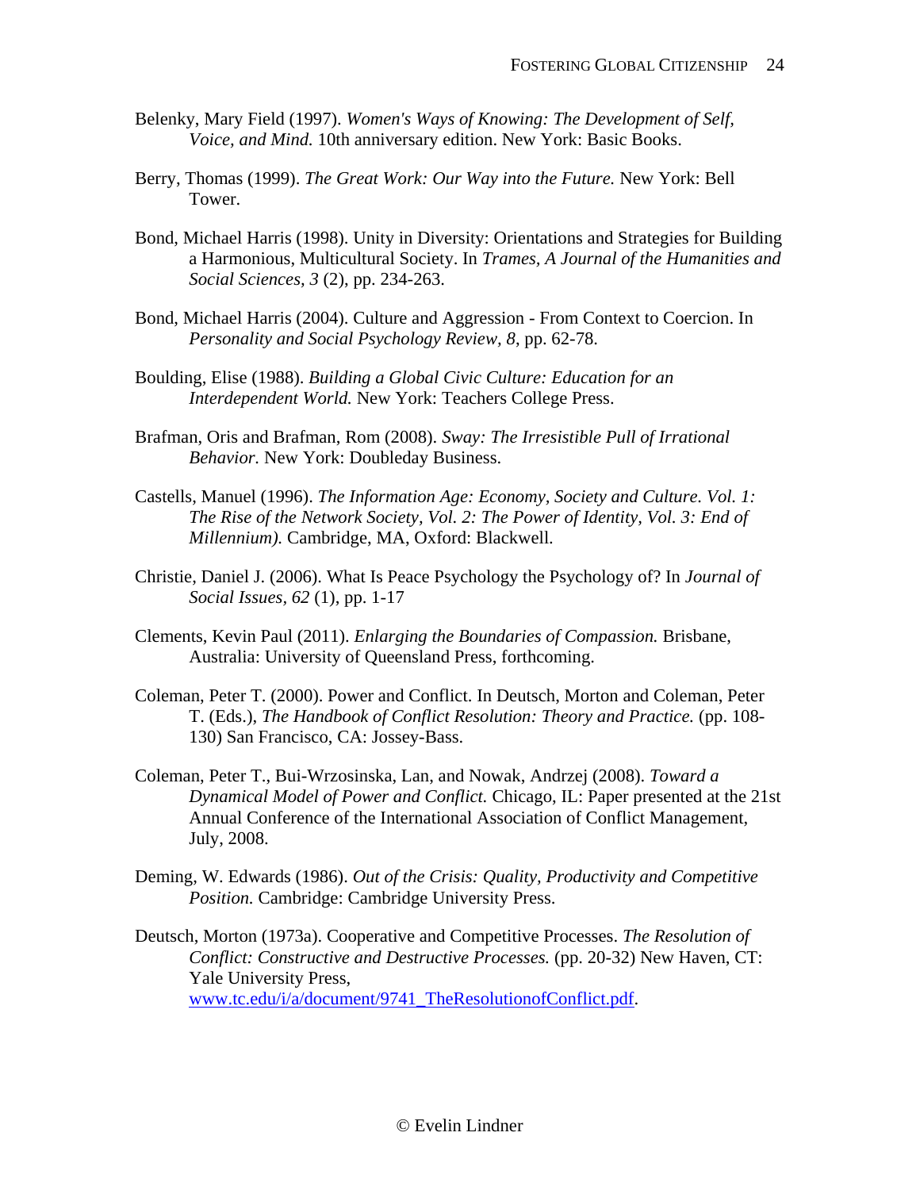Belenky, Mary Field (1997). *Women's Ways of Knowing: The Development of Self, Voice, and Mind.* 10th anniversary edition. New York: Basic Books.

Berry, Thomas (1999). *The Great Work: Our Way into the Future.* New York: Bell Tower.

Bond, Michael Harris (1998). Unity in Diversity: Orientations and Strategies for Building a Harmonious, Multicultural Society. In *Trames, A Journal of the Humanities and Social Sciences, 3* (2), pp. 234-263.

Bond, Michael Harris (2004). Culture and Aggression - From Context to Coercion. In *Personality and Social Psychology Review, 8*, pp. 62-78.

Boulding, Elise (1988). *Building a Global Civic Culture: Education for an Interdependent World.* New York: Teachers College Press.

Brafman, Oris and Brafman, Rom (2008). *Sway: The Irresistible Pull of Irrational Behavior.* New York: Doubleday Business.

Castells, Manuel (1996). *The Information Age: Economy, Society and Culture. Vol. 1: The Rise of the Network Society, Vol. 2: The Power of Identity, Vol. 3: End of Millennium).* Cambridge, MA, Oxford: Blackwell.

Christie, Daniel J. (2006). What Is Peace Psychology the Psychology of? In *Journal of Social Issues, 62* (1), pp. 1-17

Clements, Kevin Paul (2011). *Enlarging the Boundaries of Compassion.* Brisbane, Australia: University of Queensland Press, forthcoming.

Coleman, Peter T. (2000). Power and Conflict. In Deutsch, Morton and Coleman, Peter T. (Eds.), *The Handbook of Conflict Resolution: Theory and Practice.* (pp. 108-130) San Francisco, CA: Jossey-Bass.

Coleman, Peter T., Bui-Wrzosinska, Lan, and Nowak, Andrzej (2008). *Toward a Dynamical Model of Power and Conflict.* Chicago, IL: Paper presented at the 21st Annual Conference of the International Association of Conflict Management, July, 2008.

Deming, W. Edwards (1986). *Out of the Crisis: Quality, Productivity and Competitive Position.* Cambridge: Cambridge University Press.

Deutsch, Morton (1973a). Cooperative and Competitive Processes. *The Resolution of Conflict: Constructive and Destructive Processes.* (pp. 20-32) New Haven, CT: Yale University Press, www.tc.edu/i/a/document/9741_TheResolutionofConflict.pdf.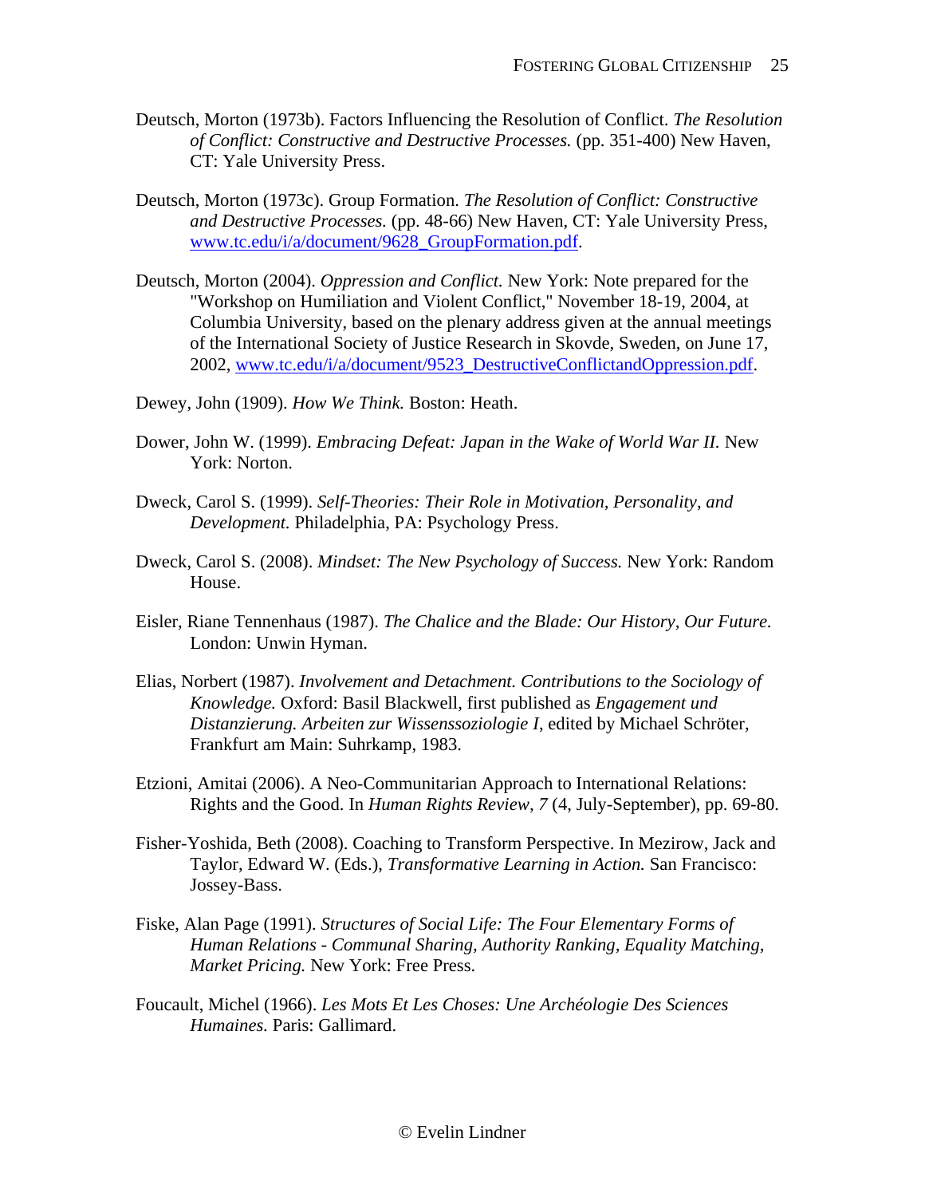Deutsch, Morton (1973b). Factors Influencing the Resolution of Conflict. *The Resolution of Conflict: Constructive and Destructive Processes.* (pp. 351-400) New Haven, CT: Yale University Press.

Deutsch, Morton (1973c). Group Formation. *The Resolution of Conflict: Constructive and Destructive Processes.* (pp. 48-66) New Haven, CT: Yale University Press, [www.tc.edu/i/a/document/9628_GroupFormation.pdf](www.tc.edu/i/a/document/9628_GroupFormation.pdf).

Deutsch, Morton (2004). *Oppression and Conflict.* New York: Note prepared for the "Workshop on Humiliation and Violent Conflict," November 18-19, 2004, at Columbia University, based on the plenary address given at the annual meetings of the International Society of Justice Research in Skovde, Sweden, on June 17, 2002, [www.tc.edu/i/a/document/9523_DestructiveConflictandOppression.pdf](www.tc.edu/i/a/document/9523_DestructiveConflictandOppression.pdf).

Dewey, John (1909). *How We Think.* Boston: Heath.

Dower, John W. (1999). *Embracing Defeat: Japan in the Wake of World War II.* New York: Norton.

Dweck, Carol S. (1999). *Self-Theories: Their Role in Motivation, Personality, and Development.* Philadelphia, PA: Psychology Press.

Dweck, Carol S. (2008). *Mindset: The New Psychology of Success.* New York: Random House.

Eisler, Riane Tennenhaus (1987). *The Chalice and the Blade: Our History, Our Future.* London: Unwin Hyman.

Elias, Norbert (1987). *Involvement and Detachment. Contributions to the Sociology of Knowledge.* Oxford: Basil Blackwell, first published as *Engagement und Distanzierung. Arbeiten zur Wissenssoziologie I*, edited by Michael Schröter, Frankfurt am Main: Suhrkamp, 1983.

Etzioni, Amitai (2006). A Neo-Communitarian Approach to International Relations: Rights and the Good. In *Human Rights Review, 7* (4, July-September), pp. 69-80.

Fisher-Yoshida, Beth (2008). Coaching to Transform Perspective. In Mezirow, Jack and Taylor, Edward W. (Eds.), *Transformative Learning in Action.* San Francisco: Jossey-Bass.

Fiske, Alan Page (1991). *Structures of Social Life: The Four Elementary Forms of Human Relations - Communal Sharing, Authority Ranking, Equality Matching, Market Pricing.* New York: Free Press.

Foucault, Michel (1966). *Les Mots Et Les Choses: Une Archéologie Des Sciences Humaines.* Paris: Gallimard.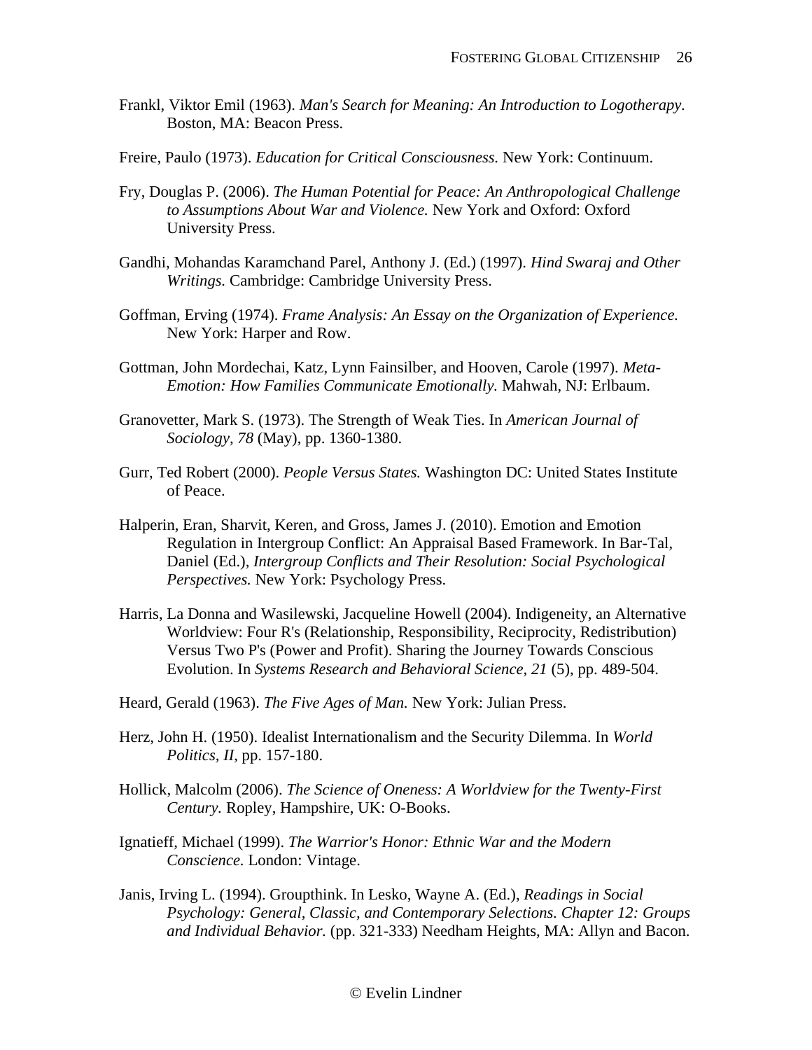Frankl, Viktor Emil (1963). *Man's Search for Meaning: An Introduction to Logotherapy.* Boston, MA: Beacon Press.

Freire, Paulo (1973). *Education for Critical Consciousness.* New York: Continuum.

Fry, Douglas P. (2006). *The Human Potential for Peace: An Anthropological Challenge to Assumptions About War and Violence.* New York and Oxford: Oxford University Press.

Gandhi, Mohandas Karamchand Parel, Anthony J. (Ed.) (1997). *Hind Swaraj and Other Writings.* Cambridge: Cambridge University Press.

Goffman, Erving (1974). *Frame Analysis: An Essay on the Organization of Experience.* New York: Harper and Row.

Gottman, John Mordechai, Katz, Lynn Fainsilber, and Hooven, Carole (1997). *Meta-Emotion: How Families Communicate Emotionally.* Mahwah, NJ: Erlbaum.

Granovetter, Mark S. (1973). The Strength of Weak Ties. In *American Journal of Sociology, 78* (May), pp. 1360-1380.

Gurr, Ted Robert (2000). *People Versus States.* Washington DC: United States Institute of Peace.

Halperin, Eran, Sharvit, Keren, and Gross, James J. (2010). Emotion and Emotion Regulation in Intergroup Conflict: An Appraisal Based Framework. In Bar-Tal, Daniel (Ed.), *Intergroup Conflicts and Their Resolution: Social Psychological Perspectives.* New York: Psychology Press.

Harris, La Donna and Wasilewski, Jacqueline Howell (2004). Indigeneity, an Alternative Worldview: Four R's (Relationship, Responsibility, Reciprocity, Redistribution) Versus Two P's (Power and Profit). Sharing the Journey Towards Conscious Evolution. In *Systems Research and Behavioral Science, 21* (5), pp. 489-504.

Heard, Gerald (1963). *The Five Ages of Man.* New York: Julian Press.

Herz, John H. (1950). Idealist Internationalism and the Security Dilemma. In *World Politics, II*, pp. 157-180.

Hollick, Malcolm (2006). *The Science of Oneness: A Worldview for the Twenty-First Century.* Ropley, Hampshire, UK: O-Books.

Ignatieff, Michael (1999). *The Warrior's Honor: Ethnic War and the Modern Conscience.* London: Vintage.

Janis, Irving L. (1994). Groupthink. In Lesko, Wayne A. (Ed.), *Readings in Social Psychology: General, Classic, and Contemporary Selections. Chapter 12: Groups and Individual Behavior.* (pp. 321-333) Needham Heights, MA: Allyn and Bacon.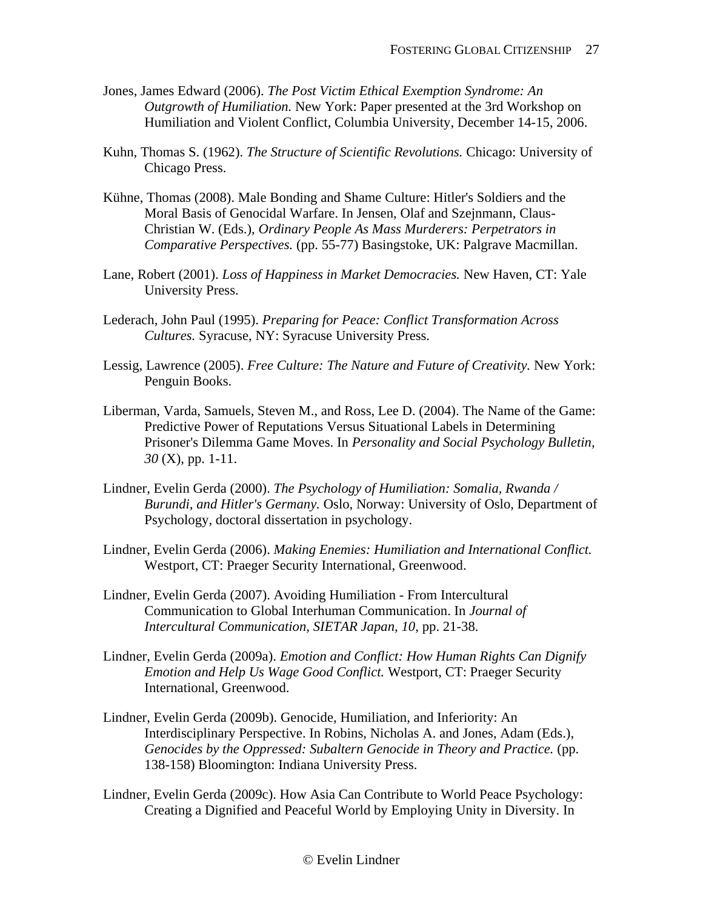Jones, James Edward (2006). *The Post Victim Ethical Exemption Syndrome: An Outgrowth of Humiliation.* New York: Paper presented at the 3rd Workshop on Humiliation and Violent Conflict, Columbia University, December 14-15, 2006.

Kuhn, Thomas S. (1962). *The Structure of Scientific Revolutions.* Chicago: University of Chicago Press.

Kühne, Thomas (2008). Male Bonding and Shame Culture: Hitler's Soldiers and the Moral Basis of Genocidal Warfare. In Jensen, Olaf and Szejnmann, Claus-Christian W. (Eds.), *Ordinary People As Mass Murderers: Perpetrators in Comparative Perspectives.* (pp. 55-77) Basingstoke, UK: Palgrave Macmillan.

Lane, Robert (2001). *Loss of Happiness in Market Democracies.* New Haven, CT: Yale University Press.

Lederach, John Paul (1995). *Preparing for Peace: Conflict Transformation Across Cultures.* Syracuse, NY: Syracuse University Press.

Lessig, Lawrence (2005). *Free Culture: The Nature and Future of Creativity.* New York: Penguin Books.

Liberman, Varda, Samuels, Steven M., and Ross, Lee D. (2004). The Name of the Game: Predictive Power of Reputations Versus Situational Labels in Determining Prisoner's Dilemma Game Moves. In *Personality and Social Psychology Bulletin, 30* (X), pp. 1-11.

Lindner, Evelin Gerda (2000). *The Psychology of Humiliation: Somalia, Rwanda / Burundi, and Hitler's Germany.* Oslo, Norway: University of Oslo, Department of Psychology, doctoral dissertation in psychology.

Lindner, Evelin Gerda (2006). *Making Enemies: Humiliation and International Conflict.* Westport, CT: Praeger Security International, Greenwood.

Lindner, Evelin Gerda (2007). Avoiding Humiliation - From Intercultural Communication to Global Interhuman Communication. In *Journal of Intercultural Communication, SIETAR Japan, 10*, pp. 21-38.

Lindner, Evelin Gerda (2009a). *Emotion and Conflict: How Human Rights Can Dignify Emotion and Help Us Wage Good Conflict.* Westport, CT: Praeger Security International, Greenwood.

Lindner, Evelin Gerda (2009b). Genocide, Humiliation, and Inferiority: An Interdisciplinary Perspective. In Robins, Nicholas A. and Jones, Adam (Eds.), *Genocides by the Oppressed: Subaltern Genocide in Theory and Practice.* (pp. 138-158) Bloomington: Indiana University Press.

Lindner, Evelin Gerda (2009c). How Asia Can Contribute to World Peace Psychology: Creating a Dignified and Peaceful World by Employing Unity in Diversity. In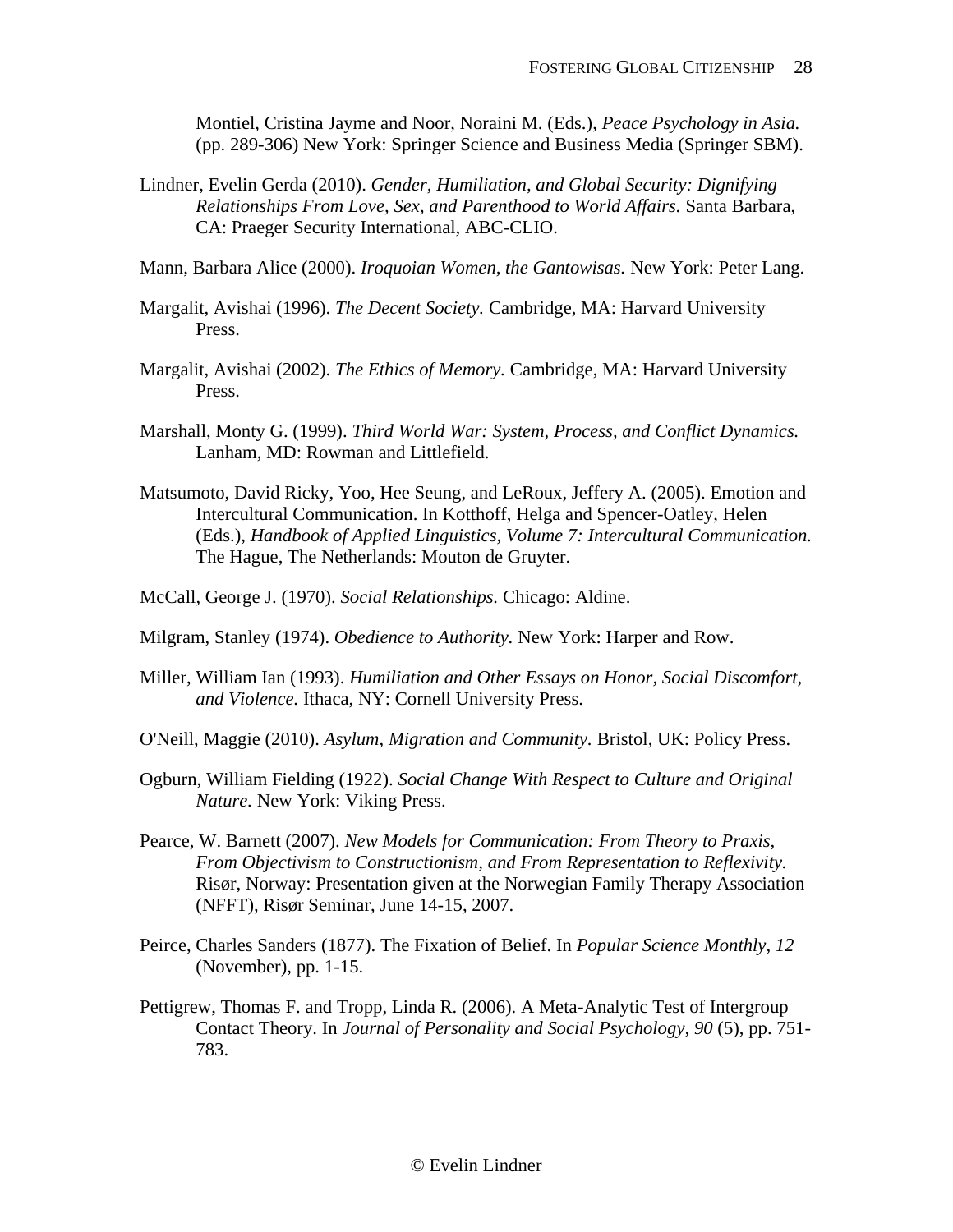Montiel, Cristina Jayme and Noor, Noraini M. (Eds.), *Peace Psychology in Asia.* (pp. 289-306) New York: Springer Science and Business Media (Springer SBM).

Lindner, Evelin Gerda (2010). *Gender, Humiliation, and Global Security: Dignifying Relationships From Love, Sex, and Parenthood to World Affairs.* Santa Barbara, CA: Praeger Security International, ABC-CLIO.

Mann, Barbara Alice (2000). *Iroquoian Women, the Gantowisas.* New York: Peter Lang.

Margalit, Avishai (1996). *The Decent Society.* Cambridge, MA: Harvard University Press.

Margalit, Avishai (2002). *The Ethics of Memory.* Cambridge, MA: Harvard University Press.

Marshall, Monty G. (1999). *Third World War: System, Process, and Conflict Dynamics.* Lanham, MD: Rowman and Littlefield.

Matsumoto, David Ricky, Yoo, Hee Seung, and LeRoux, Jeffery A. (2005). Emotion and Intercultural Communication. In Kotthoff, Helga and Spencer-Oatley, Helen (Eds.), *Handbook of Applied Linguistics, Volume 7: Intercultural Communication.* The Hague, The Netherlands: Mouton de Gruyter.

McCall, George J. (1970). *Social Relationships.* Chicago: Aldine.

Milgram, Stanley (1974). *Obedience to Authority.* New York: Harper and Row.

Miller, William Ian (1993). *Humiliation and Other Essays on Honor, Social Discomfort, and Violence.* Ithaca, NY: Cornell University Press.

O'Neill, Maggie (2010). *Asylum, Migration and Community.* Bristol, UK: Policy Press.

Ogburn, William Fielding (1922). *Social Change With Respect to Culture and Original Nature.* New York: Viking Press.

Pearce, W. Barnett (2007). *New Models for Communication: From Theory to Praxis, From Objectivism to Constructionism, and From Representation to Reflexivity.* Risør, Norway: Presentation given at the Norwegian Family Therapy Association (NFFT), Risør Seminar, June 14-15, 2007.

Peirce, Charles Sanders (1877). The Fixation of Belief. In *Popular Science Monthly, 12* (November), pp. 1-15.

Pettigrew, Thomas F. and Tropp, Linda R. (2006). A Meta-Analytic Test of Intergroup Contact Theory. In *Journal of Personality and Social Psychology, 90* (5), pp. 751-783.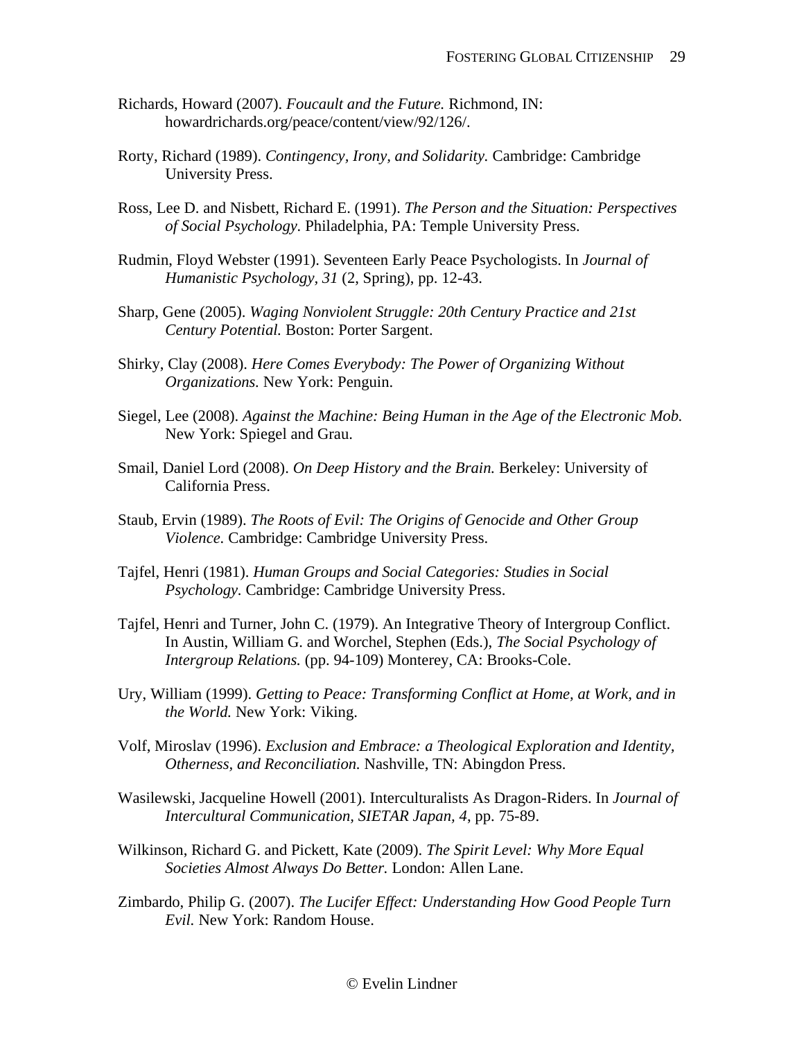Richards, Howard (2007). *Foucault and the Future.* Richmond, IN: howardrichards.org/peace/content/view/92/126/.

Rorty, Richard (1989). *Contingency, Irony, and Solidarity.* Cambridge: Cambridge University Press.

Ross, Lee D. and Nisbett, Richard E. (1991). *The Person and the Situation: Perspectives of Social Psychology.* Philadelphia, PA: Temple University Press.

Rudmin, Floyd Webster (1991). Seventeen Early Peace Psychologists. In *Journal of Humanistic Psychology, 31* (2, Spring), pp. 12-43.

Sharp, Gene (2005). *Waging Nonviolent Struggle: 20th Century Practice and 21st Century Potential.* Boston: Porter Sargent.

Shirky, Clay (2008). *Here Comes Everybody: The Power of Organizing Without Organizations.* New York: Penguin.

Siegel, Lee (2008). *Against the Machine: Being Human in the Age of the Electronic Mob.* New York: Spiegel and Grau.

Smail, Daniel Lord (2008). *On Deep History and the Brain.* Berkeley: University of California Press.

Staub, Ervin (1989). *The Roots of Evil: The Origins of Genocide and Other Group Violence.* Cambridge: Cambridge University Press.

Tajfel, Henri (1981). *Human Groups and Social Categories: Studies in Social Psychology.* Cambridge: Cambridge University Press.

Tajfel, Henri and Turner, John C. (1979). An Integrative Theory of Intergroup Conflict. In Austin, William G. and Worchel, Stephen (Eds.), *The Social Psychology of Intergroup Relations.* (pp. 94-109) Monterey, CA: Brooks-Cole.

Ury, William (1999). *Getting to Peace: Transforming Conflict at Home, at Work, and in the World.* New York: Viking.

Volf, Miroslav (1996). *Exclusion and Embrace: a Theological Exploration and Identity, Otherness, and Reconciliation.* Nashville, TN: Abingdon Press.

Wasilewski, Jacqueline Howell (2001). Interculturalists As Dragon-Riders. In *Journal of Intercultural Communication, SIETAR Japan, 4,* pp. 75-89.

Wilkinson, Richard G. and Pickett, Kate (2009). *The Spirit Level: Why More Equal Societies Almost Always Do Better.* London: Allen Lane.

Zimbardo, Philip G. (2007). *The Lucifer Effect: Understanding How Good People Turn Evil.* New York: Random House.